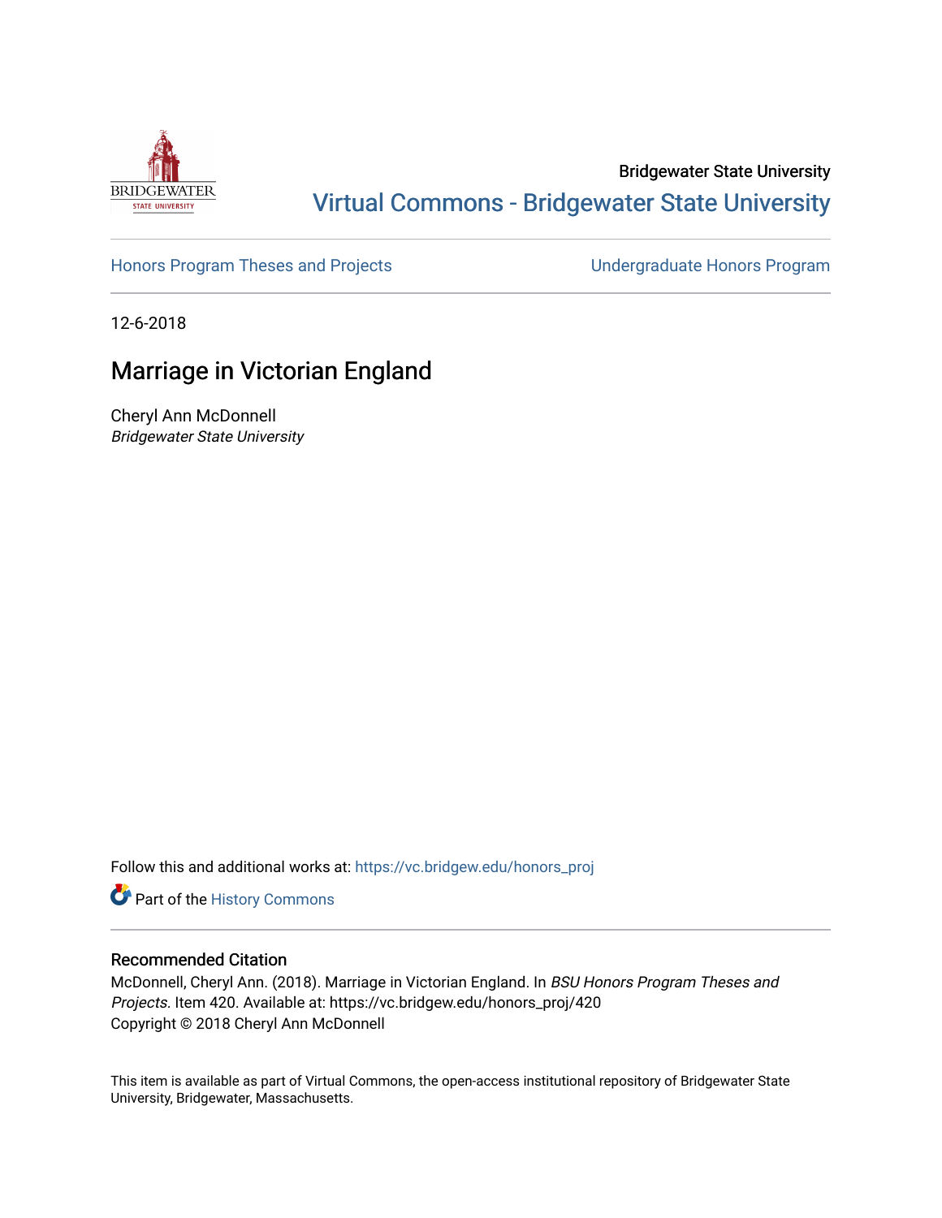Bridgewater State University

Virtual Commons - Bridgewater State University

Honors Program Theses and Projects

Undergraduate Honors Program

12-6-2018

# Marriage in Victorian England

Cheryl Ann McDonnell
*Bridgewater State University*

Follow this and additional works at: https://vc.bridgew.edu/honors_proj

Part of the History Commons

## Recommended Citation

McDonnell, Cheryl Ann. (2018). Marriage in Victorian England. In *BSU Honors Program Theses and Projects.* Item 420. Available at: https://vc.bridgew.edu/honors_proj/420
Copyright © 2018 Cheryl Ann McDonnell

This item is available as part of Virtual Commons, the open-access institutional repository of Bridgewater State University, Bridgewater, Massachusetts.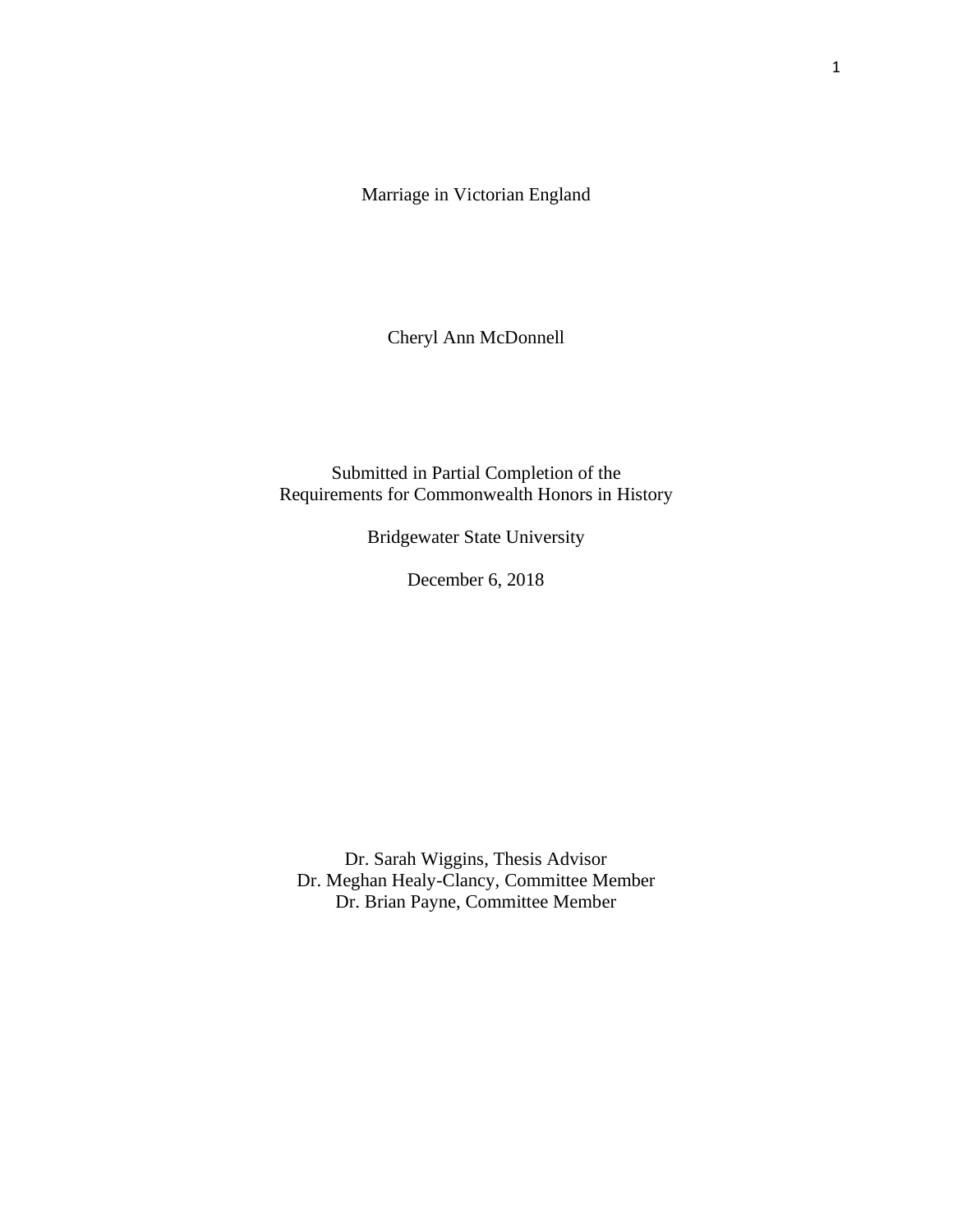# Marriage in Victorian England

Cheryl Ann McDonnell

Submitted in Partial Completion of the
Requirements for Commonwealth Honors in History

Bridgewater State University

December 6, 2018

Dr. Sarah Wiggins, Thesis Advisor
Dr. Meghan Healy-Clancy, Committee Member
Dr. Brian Payne, Committee Member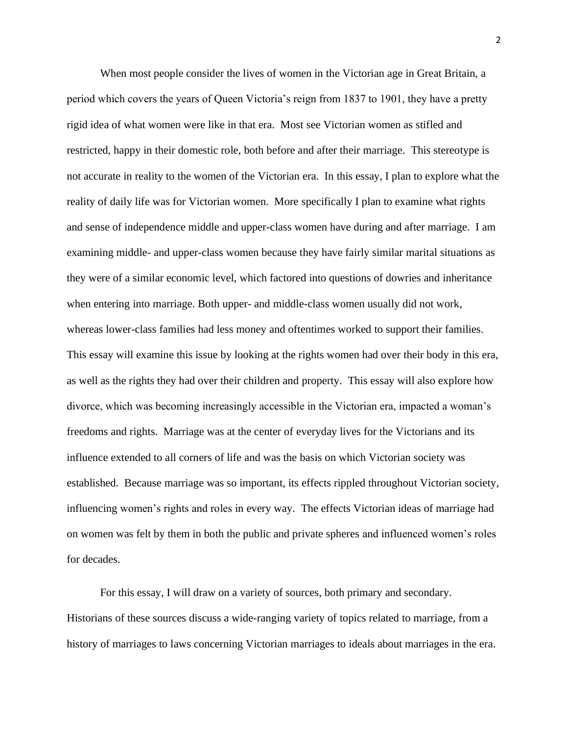When most people consider the lives of women in the Victorian age in Great Britain, a period which covers the years of Queen Victoria's reign from 1837 to 1901, they have a pretty rigid idea of what women were like in that era. Most see Victorian women as stifled and restricted, happy in their domestic role, both before and after their marriage. This stereotype is not accurate in reality to the women of the Victorian era. In this essay, I plan to explore what the reality of daily life was for Victorian women. More specifically I plan to examine what rights and sense of independence middle and upper-class women have during and after marriage. I am examining middle- and upper-class women because they have fairly similar marital situations as they were of a similar economic level, which factored into questions of dowries and inheritance when entering into marriage. Both upper- and middle-class women usually did not work, whereas lower-class families had less money and oftentimes worked to support their families. This essay will examine this issue by looking at the rights women had over their body in this era, as well as the rights they had over their children and property. This essay will also explore how divorce, which was becoming increasingly accessible in the Victorian era, impacted a woman's freedoms and rights. Marriage was at the center of everyday lives for the Victorians and its influence extended to all corners of life and was the basis on which Victorian society was established. Because marriage was so important, its effects rippled throughout Victorian society, influencing women's rights and roles in every way. The effects Victorian ideas of marriage had on women was felt by them in both the public and private spheres and influenced women's roles for decades.

For this essay, I will draw on a variety of sources, both primary and secondary. Historians of these sources discuss a wide-ranging variety of topics related to marriage, from a history of marriages to laws concerning Victorian marriages to ideals about marriages in the era.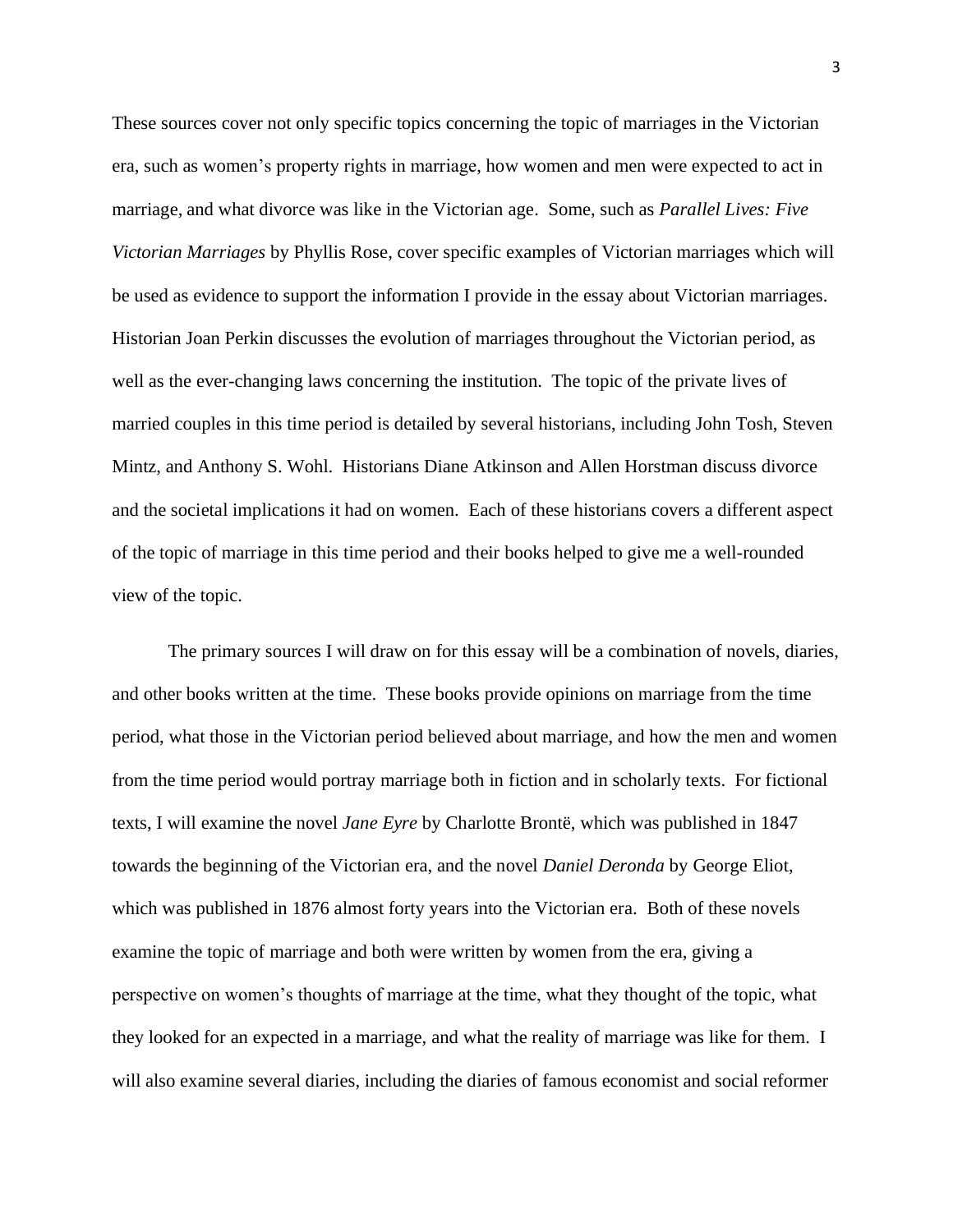These sources cover not only specific topics concerning the topic of marriages in the Victorian era, such as women's property rights in marriage, how women and men were expected to act in marriage, and what divorce was like in the Victorian age. Some, such as *Parallel Lives: Five Victorian Marriages* by Phyllis Rose, cover specific examples of Victorian marriages which will be used as evidence to support the information I provide in the essay about Victorian marriages. Historian Joan Perkin discusses the evolution of marriages throughout the Victorian period, as well as the ever-changing laws concerning the institution. The topic of the private lives of married couples in this time period is detailed by several historians, including John Tosh, Steven Mintz, and Anthony S. Wohl. Historians Diane Atkinson and Allen Horstman discuss divorce and the societal implications it had on women. Each of these historians covers a different aspect of the topic of marriage in this time period and their books helped to give me a well-rounded view of the topic.

The primary sources I will draw on for this essay will be a combination of novels, diaries, and other books written at the time. These books provide opinions on marriage from the time period, what those in the Victorian period believed about marriage, and how the men and women from the time period would portray marriage both in fiction and in scholarly texts. For fictional texts, I will examine the novel *Jane Eyre* by Charlotte Brontë, which was published in 1847 towards the beginning of the Victorian era, and the novel *Daniel Deronda* by George Eliot, which was published in 1876 almost forty years into the Victorian era. Both of these novels examine the topic of marriage and both were written by women from the era, giving a perspective on women's thoughts of marriage at the time, what they thought of the topic, what they looked for an expected in a marriage, and what the reality of marriage was like for them. I will also examine several diaries, including the diaries of famous economist and social reformer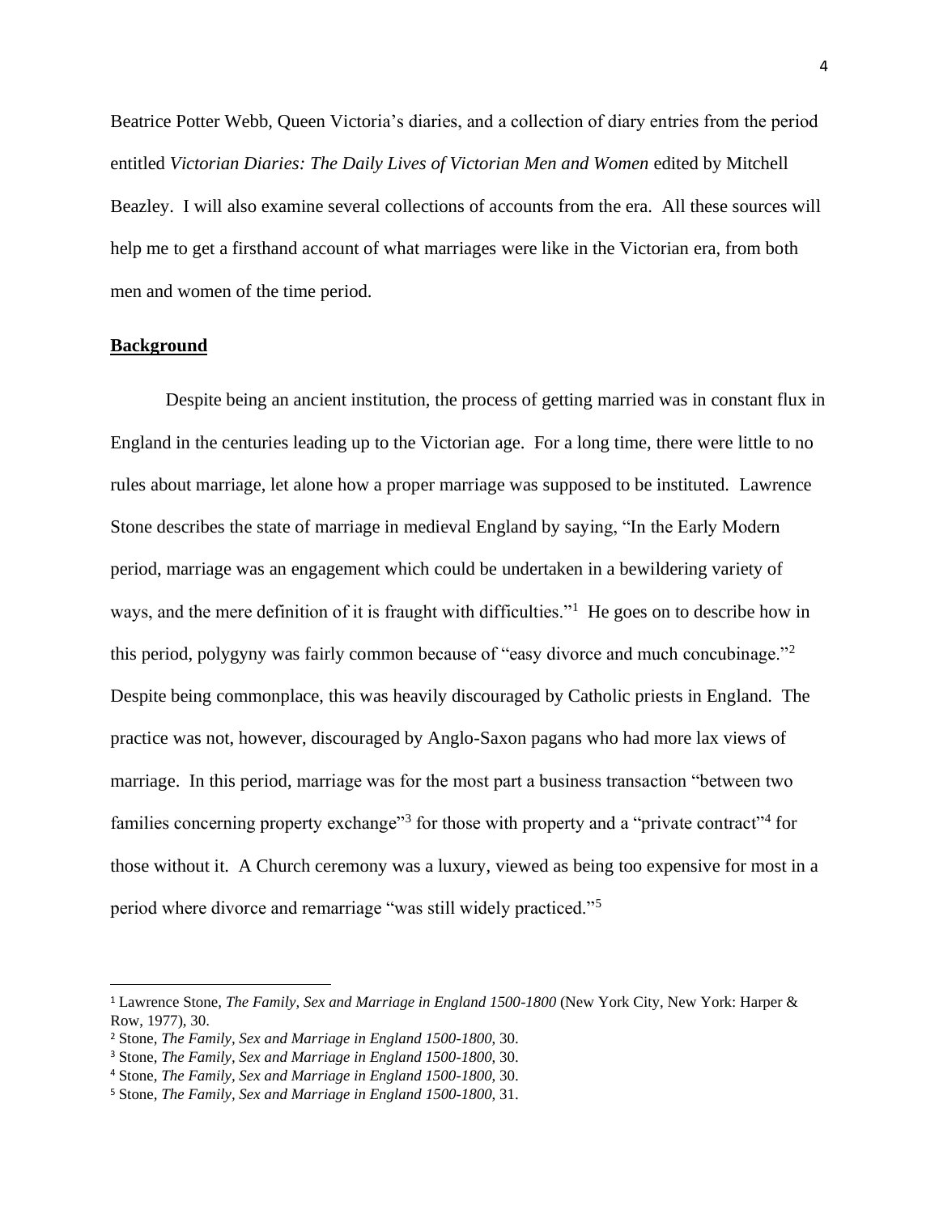Beatrice Potter Webb, Queen Victoria's diaries, and a collection of diary entries from the period entitled *Victorian Diaries: The Daily Lives of Victorian Men and Women* edited by Mitchell Beazley. I will also examine several collections of accounts from the era. All these sources will help me to get a firsthand account of what marriages were like in the Victorian era, from both men and women of the time period.

## **Background**

Despite being an ancient institution, the process of getting married was in constant flux in England in the centuries leading up to the Victorian age. For a long time, there were little to no rules about marriage, let alone how a proper marriage was supposed to be instituted. Lawrence Stone describes the state of marriage in medieval England by saying, "In the Early Modern period, marriage was an engagement which could be undertaken in a bewildering variety of ways, and the mere definition of it is fraught with difficulties."[1] He goes on to describe how in this period, polygyny was fairly common because of "easy divorce and much concubinage."[2] Despite being commonplace, this was heavily discouraged by Catholic priests in England. The practice was not, however, discouraged by Anglo-Saxon pagans who had more lax views of marriage. In this period, marriage was for the most part a business transaction "between two families concerning property exchange"[3] for those with property and a "private contract"[4] for those without it. A Church ceremony was a luxury, viewed as being too expensive for most in a period where divorce and remarriage "was still widely practiced."[5]

---

[1] Lawrence Stone, *The Family, Sex and Marriage in England 1500-1800* (New York City, New York: Harper & Row, 1977), 30.

[2] Stone, *The Family, Sex and Marriage in England 1500-1800*, 30.

[3] Stone, *The Family, Sex and Marriage in England 1500-1800*, 30.

[4] Stone, *The Family, Sex and Marriage in England 1500-1800*, 30.

[5] Stone, *The Family, Sex and Marriage in England 1500-1800*, 31.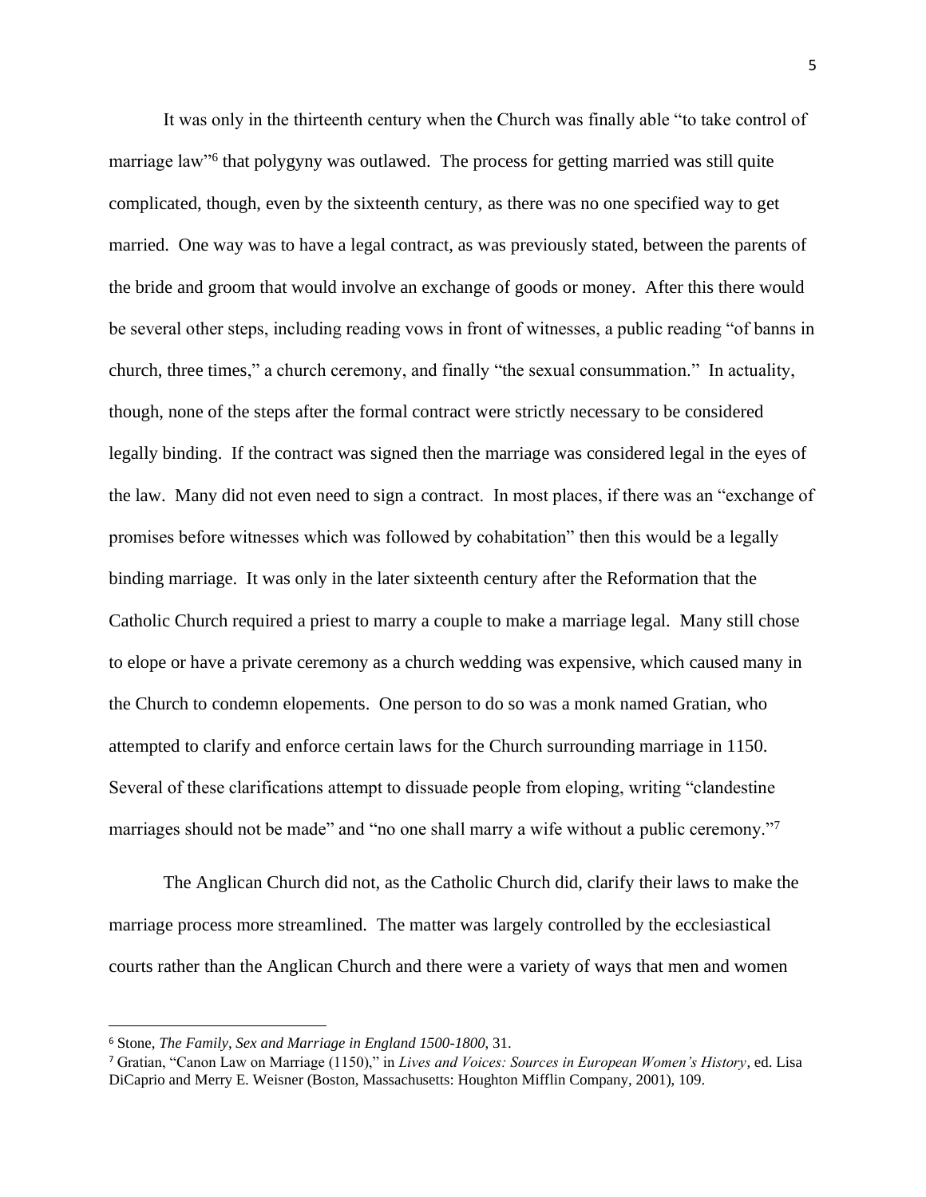It was only in the thirteenth century when the Church was finally able "to take control of marriage law"[6] that polygyny was outlawed. The process for getting married was still quite complicated, though, even by the sixteenth century, as there was no one specified way to get married. One way was to have a legal contract, as was previously stated, between the parents of the bride and groom that would involve an exchange of goods or money. After this there would be several other steps, including reading vows in front of witnesses, a public reading "of banns in church, three times," a church ceremony, and finally "the sexual consummation." In actuality, though, none of the steps after the formal contract were strictly necessary to be considered legally binding. If the contract was signed then the marriage was considered legal in the eyes of the law. Many did not even need to sign a contract. In most places, if there was an "exchange of promises before witnesses which was followed by cohabitation" then this would be a legally binding marriage. It was only in the later sixteenth century after the Reformation that the Catholic Church required a priest to marry a couple to make a marriage legal. Many still chose to elope or have a private ceremony as a church wedding was expensive, which caused many in the Church to condemn elopements. One person to do so was a monk named Gratian, who attempted to clarify and enforce certain laws for the Church surrounding marriage in 1150. Several of these clarifications attempt to dissuade people from eloping, writing "clandestine marriages should not be made" and "no one shall marry a wife without a public ceremony."[7]

The Anglican Church did not, as the Catholic Church did, clarify their laws to make the marriage process more streamlined. The matter was largely controlled by the ecclesiastical courts rather than the Anglican Church and there were a variety of ways that men and women

---

[6] Stone, *The Family, Sex and Marriage in England 1500-1800*, 31.

[7] Gratian, "Canon Law on Marriage (1150)," in *Lives and Voices: Sources in European Women's History*, ed. Lisa DiCaprio and Merry E. Weisner (Boston, Massachusetts: Houghton Mifflin Company, 2001), 109.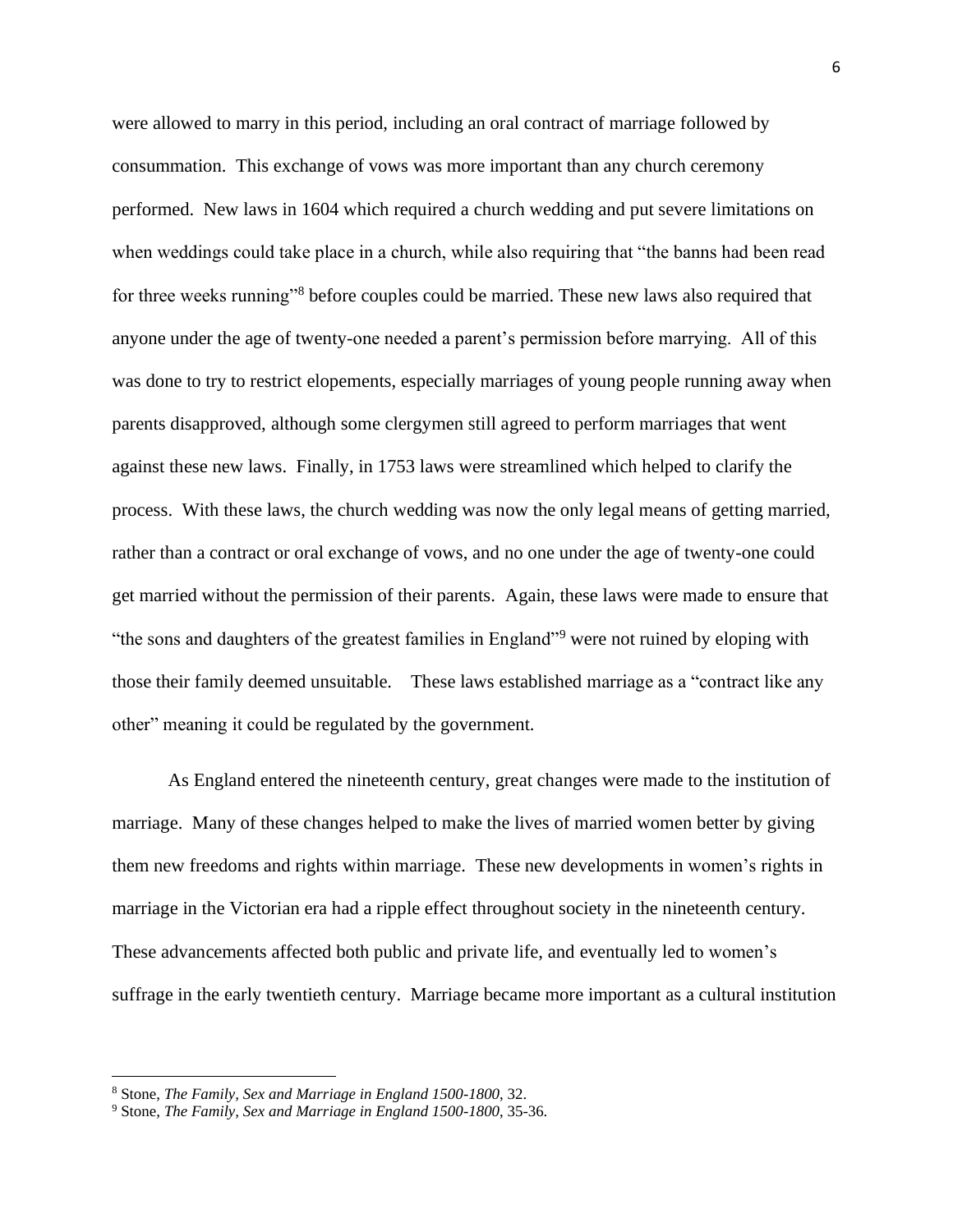were allowed to marry in this period, including an oral contract of marriage followed by consummation. This exchange of vows was more important than any church ceremony performed. New laws in 1604 which required a church wedding and put severe limitations on when weddings could take place in a church, while also requiring that "the banns had been read for three weeks running"[8] before couples could be married. These new laws also required that anyone under the age of twenty-one needed a parent's permission before marrying. All of this was done to try to restrict elopements, especially marriages of young people running away when parents disapproved, although some clergymen still agreed to perform marriages that went against these new laws. Finally, in 1753 laws were streamlined which helped to clarify the process. With these laws, the church wedding was now the only legal means of getting married, rather than a contract or oral exchange of vows, and no one under the age of twenty-one could get married without the permission of their parents. Again, these laws were made to ensure that "the sons and daughters of the greatest families in England"[9] were not ruined by eloping with those their family deemed unsuitable. These laws established marriage as a "contract like any other" meaning it could be regulated by the government.

As England entered the nineteenth century, great changes were made to the institution of marriage. Many of these changes helped to make the lives of married women better by giving them new freedoms and rights within marriage. These new developments in women's rights in marriage in the Victorian era had a ripple effect throughout society in the nineteenth century. These advancements affected both public and private life, and eventually led to women's suffrage in the early twentieth century. Marriage became more important as a cultural institution

---

[8] Stone, *The Family, Sex and Marriage in England 1500-1800*, 32.

[9] Stone, *The Family, Sex and Marriage in England 1500-1800*, 35-36.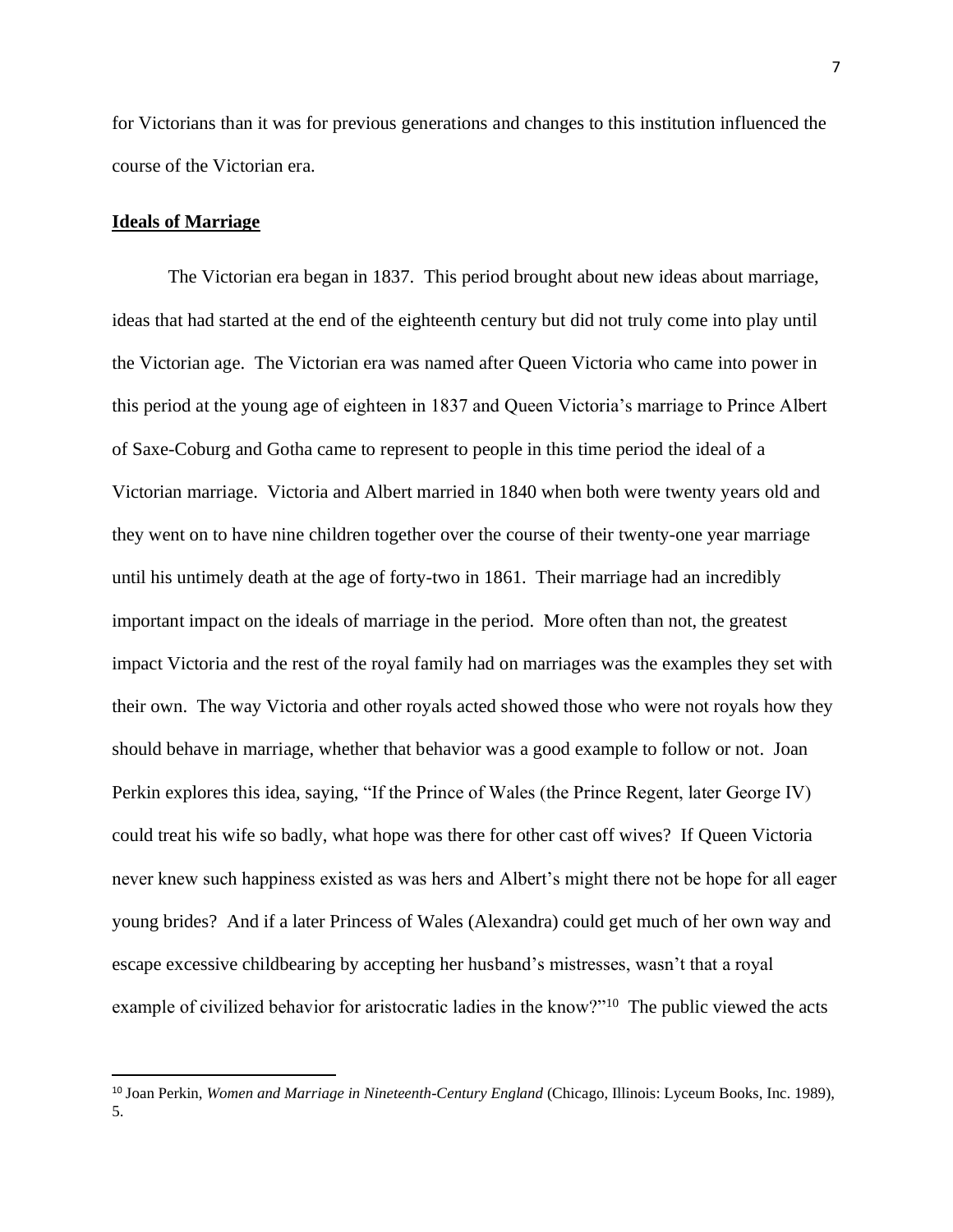for Victorians than it was for previous generations and changes to this institution influenced the course of the Victorian era.

## **Ideals of Marriage**

The Victorian era began in 1837. This period brought about new ideas about marriage, ideas that had started at the end of the eighteenth century but did not truly come into play until the Victorian age. The Victorian era was named after Queen Victoria who came into power in this period at the young age of eighteen in 1837 and Queen Victoria's marriage to Prince Albert of Saxe-Coburg and Gotha came to represent to people in this time period the ideal of a Victorian marriage. Victoria and Albert married in 1840 when both were twenty years old and they went on to have nine children together over the course of their twenty-one year marriage until his untimely death at the age of forty-two in 1861. Their marriage had an incredibly important impact on the ideals of marriage in the period. More often than not, the greatest impact Victoria and the rest of the royal family had on marriages was the examples they set with their own. The way Victoria and other royals acted showed those who were not royals how they should behave in marriage, whether that behavior was a good example to follow or not. Joan Perkin explores this idea, saying, "If the Prince of Wales (the Prince Regent, later George IV) could treat his wife so badly, what hope was there for other cast off wives? If Queen Victoria never knew such happiness existed as was hers and Albert's might there not be hope for all eager young brides? And if a later Princess of Wales (Alexandra) could get much of her own way and escape excessive childbearing by accepting her husband's mistresses, wasn't that a royal example of civilized behavior for aristocratic ladies in the know?"[10] The public viewed the acts

---

[10] Joan Perkin, *Women and Marriage in Nineteenth-Century England* (Chicago, Illinois: Lyceum Books, Inc. 1989), 5.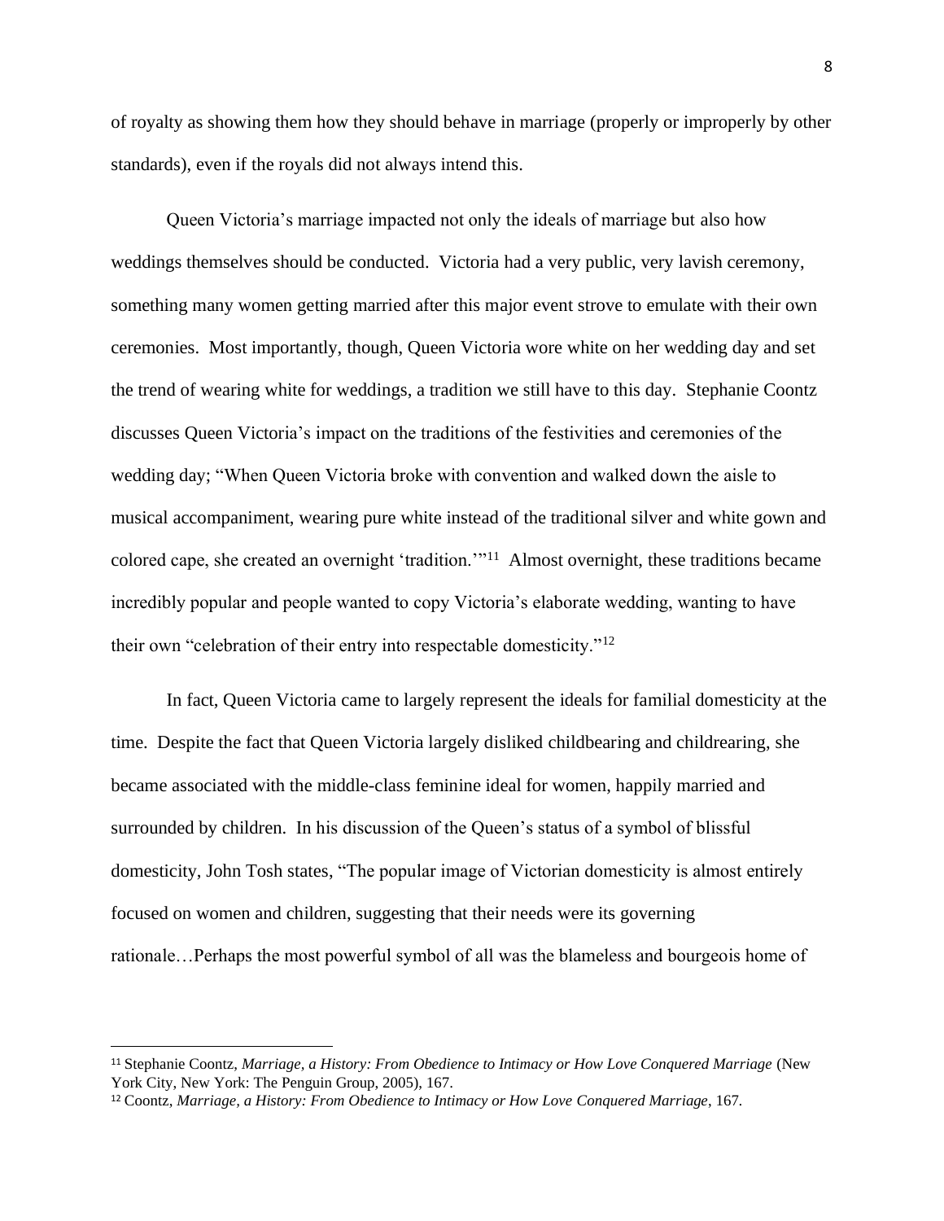of royalty as showing them how they should behave in marriage (properly or improperly by other standards), even if the royals did not always intend this.

Queen Victoria's marriage impacted not only the ideals of marriage but also how weddings themselves should be conducted. Victoria had a very public, very lavish ceremony, something many women getting married after this major event strove to emulate with their own ceremonies. Most importantly, though, Queen Victoria wore white on her wedding day and set the trend of wearing white for weddings, a tradition we still have to this day. Stephanie Coontz discusses Queen Victoria's impact on the traditions of the festivities and ceremonies of the wedding day; "When Queen Victoria broke with convention and walked down the aisle to musical accompaniment, wearing pure white instead of the traditional silver and white gown and colored cape, she created an overnight 'tradition.'"[11] Almost overnight, these traditions became incredibly popular and people wanted to copy Victoria's elaborate wedding, wanting to have their own "celebration of their entry into respectable domesticity."[12]

In fact, Queen Victoria came to largely represent the ideals for familial domesticity at the time. Despite the fact that Queen Victoria largely disliked childbearing and childrearing, she became associated with the middle-class feminine ideal for women, happily married and surrounded by children. In his discussion of the Queen's status of a symbol of blissful domesticity, John Tosh states, "The popular image of Victorian domesticity is almost entirely focused on women and children, suggesting that their needs were its governing rationale…Perhaps the most powerful symbol of all was the blameless and bourgeois home of

---

[11] Stephanie Coontz, *Marriage, a History: From Obedience to Intimacy or How Love Conquered Marriage* (New York City, New York: The Penguin Group, 2005), 167.

[12] Coontz, *Marriage, a History: From Obedience to Intimacy or How Love Conquered Marriage*, 167.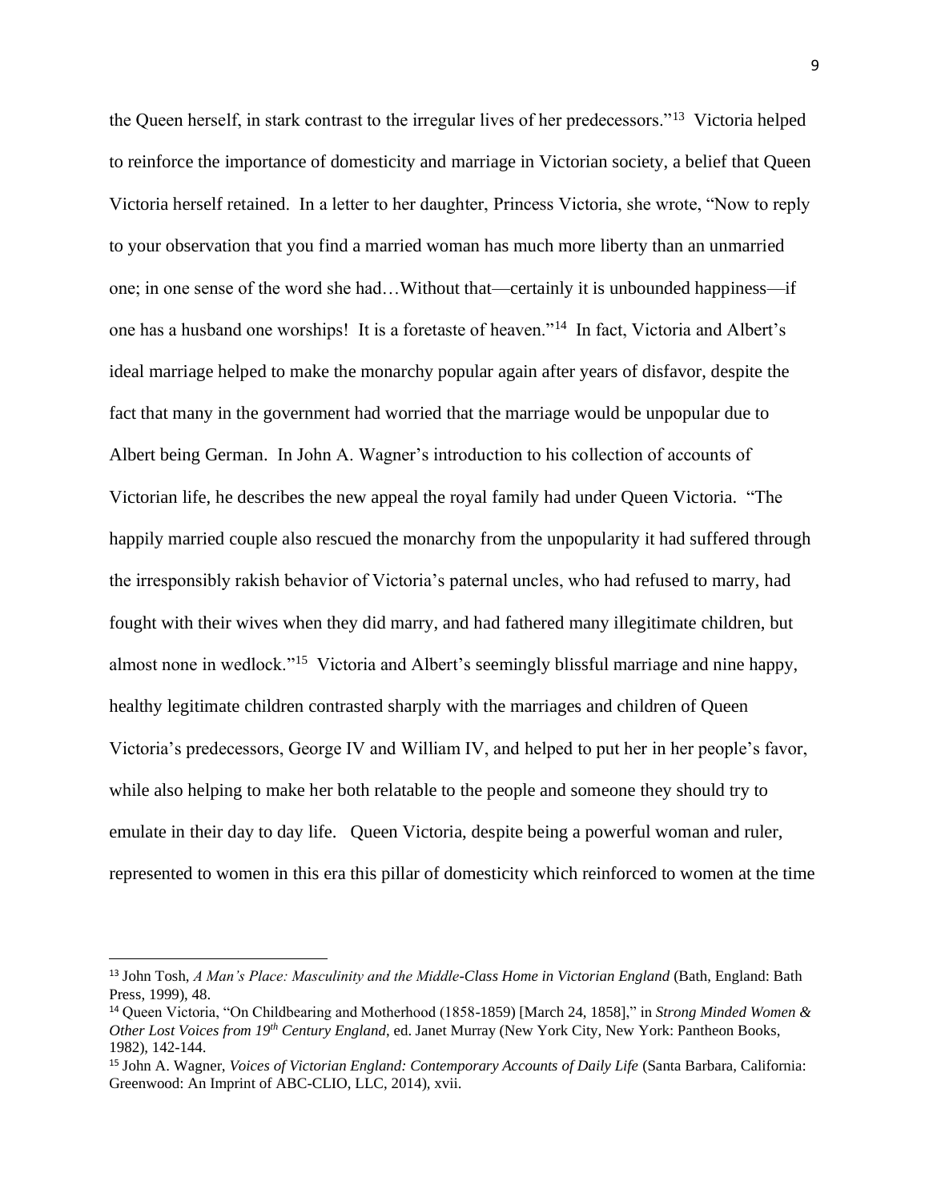the Queen herself, in stark contrast to the irregular lives of her predecessors."[13] Victoria helped to reinforce the importance of domesticity and marriage in Victorian society, a belief that Queen Victoria herself retained. In a letter to her daughter, Princess Victoria, she wrote, "Now to reply to your observation that you find a married woman has much more liberty than an unmarried one; in one sense of the word she had…Without that—certainly it is unbounded happiness—if one has a husband one worships! It is a foretaste of heaven."[14] In fact, Victoria and Albert's ideal marriage helped to make the monarchy popular again after years of disfavor, despite the fact that many in the government had worried that the marriage would be unpopular due to Albert being German. In John A. Wagner's introduction to his collection of accounts of Victorian life, he describes the new appeal the royal family had under Queen Victoria. "The happily married couple also rescued the monarchy from the unpopularity it had suffered through the irresponsibly rakish behavior of Victoria's paternal uncles, who had refused to marry, had fought with their wives when they did marry, and had fathered many illegitimate children, but almost none in wedlock."[15] Victoria and Albert's seemingly blissful marriage and nine happy, healthy legitimate children contrasted sharply with the marriages and children of Queen Victoria's predecessors, George IV and William IV, and helped to put her in her people's favor, while also helping to make her both relatable to the people and someone they should try to emulate in their day to day life. Queen Victoria, despite being a powerful woman and ruler, represented to women in this era this pillar of domesticity which reinforced to women at the time

---

[13] John Tosh, *A Man's Place: Masculinity and the Middle-Class Home in Victorian England* (Bath, England: Bath Press, 1999), 48.

[14] Queen Victoria, "On Childbearing and Motherhood (1858-1859) [March 24, 1858]," in *Strong Minded Women & Other Lost Voices from 19th Century England*, ed. Janet Murray (New York City, New York: Pantheon Books, 1982), 142-144.

[15] John A. Wagner, *Voices of Victorian England: Contemporary Accounts of Daily Life* (Santa Barbara, California: Greenwood: An Imprint of ABC-CLIO, LLC, 2014), xvii.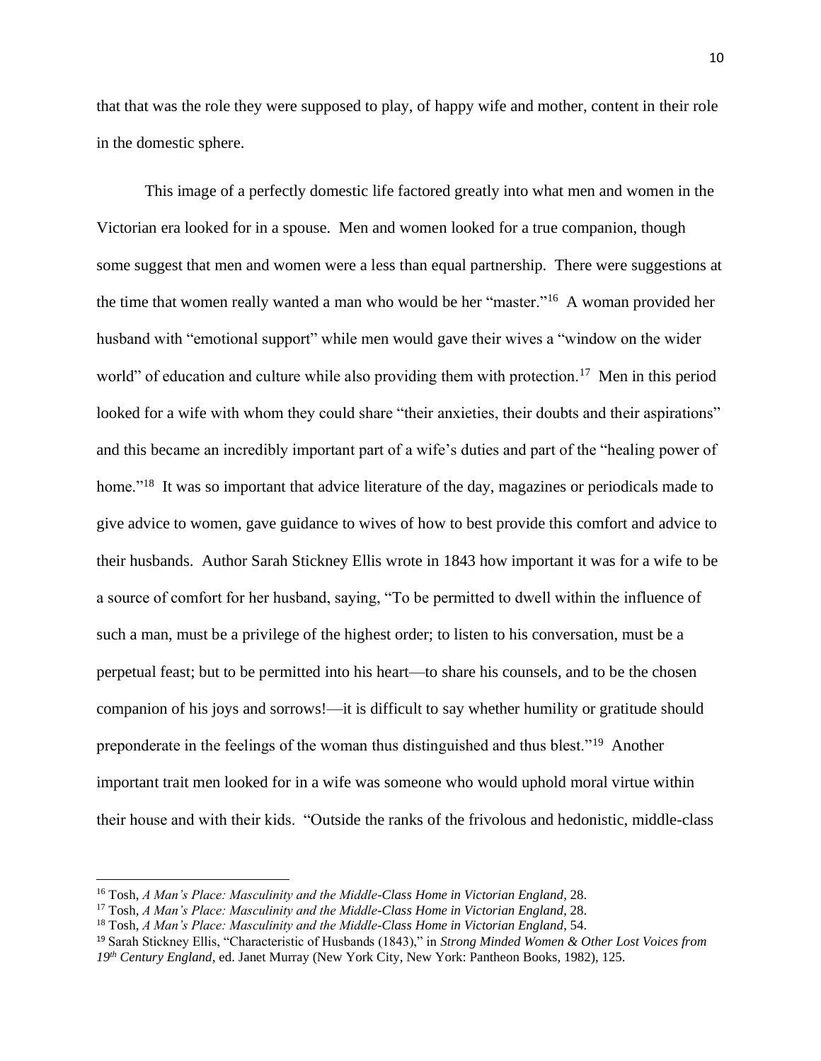that that was the role they were supposed to play, of happy wife and mother, content in their role in the domestic sphere.

This image of a perfectly domestic life factored greatly into what men and women in the Victorian era looked for in a spouse. Men and women looked for a true companion, though some suggest that men and women were a less than equal partnership. There were suggestions at the time that women really wanted a man who would be her "master."[16] A woman provided her husband with "emotional support" while men would gave their wives a "window on the wider world" of education and culture while also providing them with protection.[17] Men in this period looked for a wife with whom they could share "their anxieties, their doubts and their aspirations" and this became an incredibly important part of a wife's duties and part of the "healing power of home."[18] It was so important that advice literature of the day, magazines or periodicals made to give advice to women, gave guidance to wives of how to best provide this comfort and advice to their husbands. Author Sarah Stickney Ellis wrote in 1843 how important it was for a wife to be a source of comfort for her husband, saying, "To be permitted to dwell within the influence of such a man, must be a privilege of the highest order; to listen to his conversation, must be a perpetual feast; but to be permitted into his heart—to share his counsels, and to be the chosen companion of his joys and sorrows!—it is difficult to say whether humility or gratitude should preponderate in the feelings of the woman thus distinguished and thus blest."[19] Another important trait men looked for in a wife was someone who would uphold moral virtue within their house and with their kids. "Outside the ranks of the frivolous and hedonistic, middle-class

---

[16] Tosh, *A Man's Place: Masculinity and the Middle-Class Home in Victorian England*, 28.

[17] Tosh, *A Man's Place: Masculinity and the Middle-Class Home in Victorian England*, 28.

[18] Tosh, *A Man's Place: Masculinity and the Middle-Class Home in Victorian England*, 54.

[19] Sarah Stickney Ellis, "Characteristic of Husbands (1843)," in *Strong Minded Women & Other Lost Voices from 19th Century England*, ed. Janet Murray (New York City, New York: Pantheon Books, 1982), 125.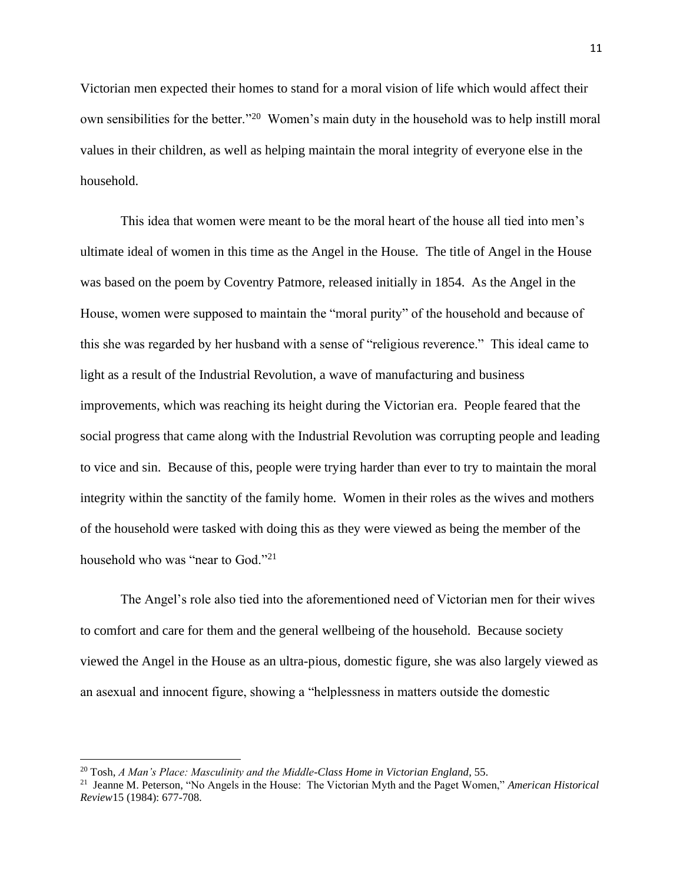Victorian men expected their homes to stand for a moral vision of life which would affect their own sensibilities for the better."[20] Women's main duty in the household was to help instill moral values in their children, as well as helping maintain the moral integrity of everyone else in the household.

This idea that women were meant to be the moral heart of the house all tied into men's ultimate ideal of women in this time as the Angel in the House. The title of Angel in the House was based on the poem by Coventry Patmore, released initially in 1854. As the Angel in the House, women were supposed to maintain the "moral purity" of the household and because of this she was regarded by her husband with a sense of "religious reverence." This ideal came to light as a result of the Industrial Revolution, a wave of manufacturing and business improvements, which was reaching its height during the Victorian era. People feared that the social progress that came along with the Industrial Revolution was corrupting people and leading to vice and sin. Because of this, people were trying harder than ever to try to maintain the moral integrity within the sanctity of the family home. Women in their roles as the wives and mothers of the household were tasked with doing this as they were viewed as being the member of the household who was "near to God."[21]

The Angel's role also tied into the aforementioned need of Victorian men for their wives to comfort and care for them and the general wellbeing of the household. Because society viewed the Angel in the House as an ultra-pious, domestic figure, she was also largely viewed as an asexual and innocent figure, showing a "helplessness in matters outside the domestic

---

[20] Tosh, *A Man's Place: Masculinity and the Middle-Class Home in Victorian England*, 55.

[21] Jeanne M. Peterson, "No Angels in the House: The Victorian Myth and the Paget Women," *American Historical Review*15 (1984): 677-708.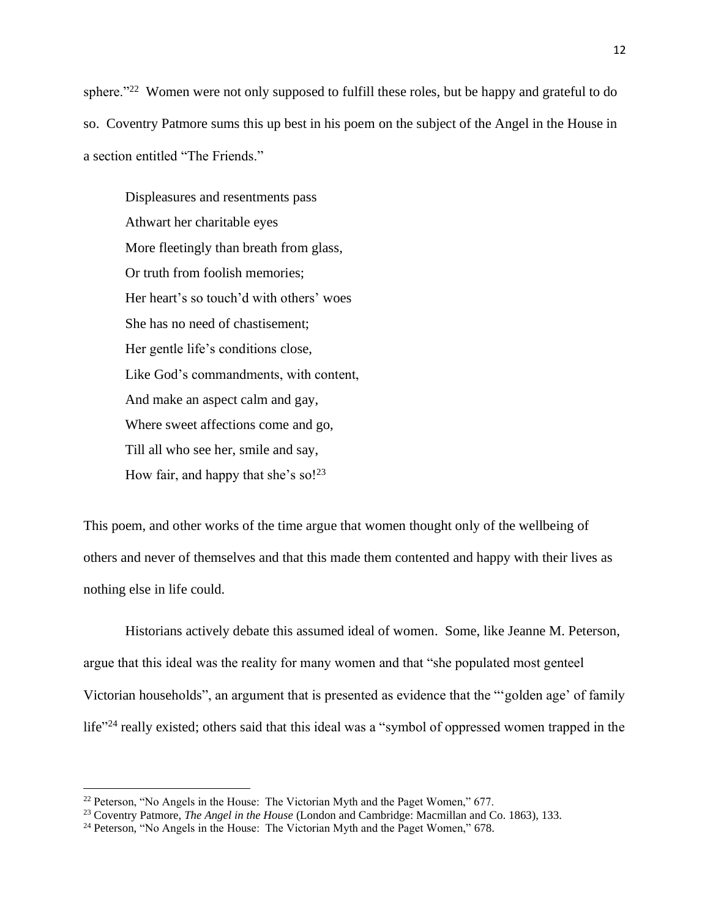sphere."[22] Women were not only supposed to fulfill these roles, but be happy and grateful to do so. Coventry Patmore sums this up best in his poem on the subject of the Angel in the House in a section entitled "The Friends."

> Displeasures and resentments pass
> Athwart her charitable eyes
> More fleetingly than breath from glass,
> Or truth from foolish memories;
> Her heart's so touch'd with others' woes
> She has no need of chastisement;
> Her gentle life's conditions close,
> Like God's commandments, with content,
> And make an aspect calm and gay,
> Where sweet affections come and go,
> Till all who see her, smile and say,
> How fair, and happy that she's so![23]

This poem, and other works of the time argue that women thought only of the wellbeing of others and never of themselves and that this made them contented and happy with their lives as nothing else in life could.

Historians actively debate this assumed ideal of women. Some, like Jeanne M. Peterson, argue that this ideal was the reality for many women and that "she populated most genteel Victorian households", an argument that is presented as evidence that the "'golden age' of family life"[24] really existed; others said that this ideal was a "symbol of oppressed women trapped in the

---

[22] Peterson, "No Angels in the House: The Victorian Myth and the Paget Women," 677.

[23] Coventry Patmore, *The Angel in the House* (London and Cambridge: Macmillan and Co. 1863), 133.

[24] Peterson, "No Angels in the House: The Victorian Myth and the Paget Women," 678.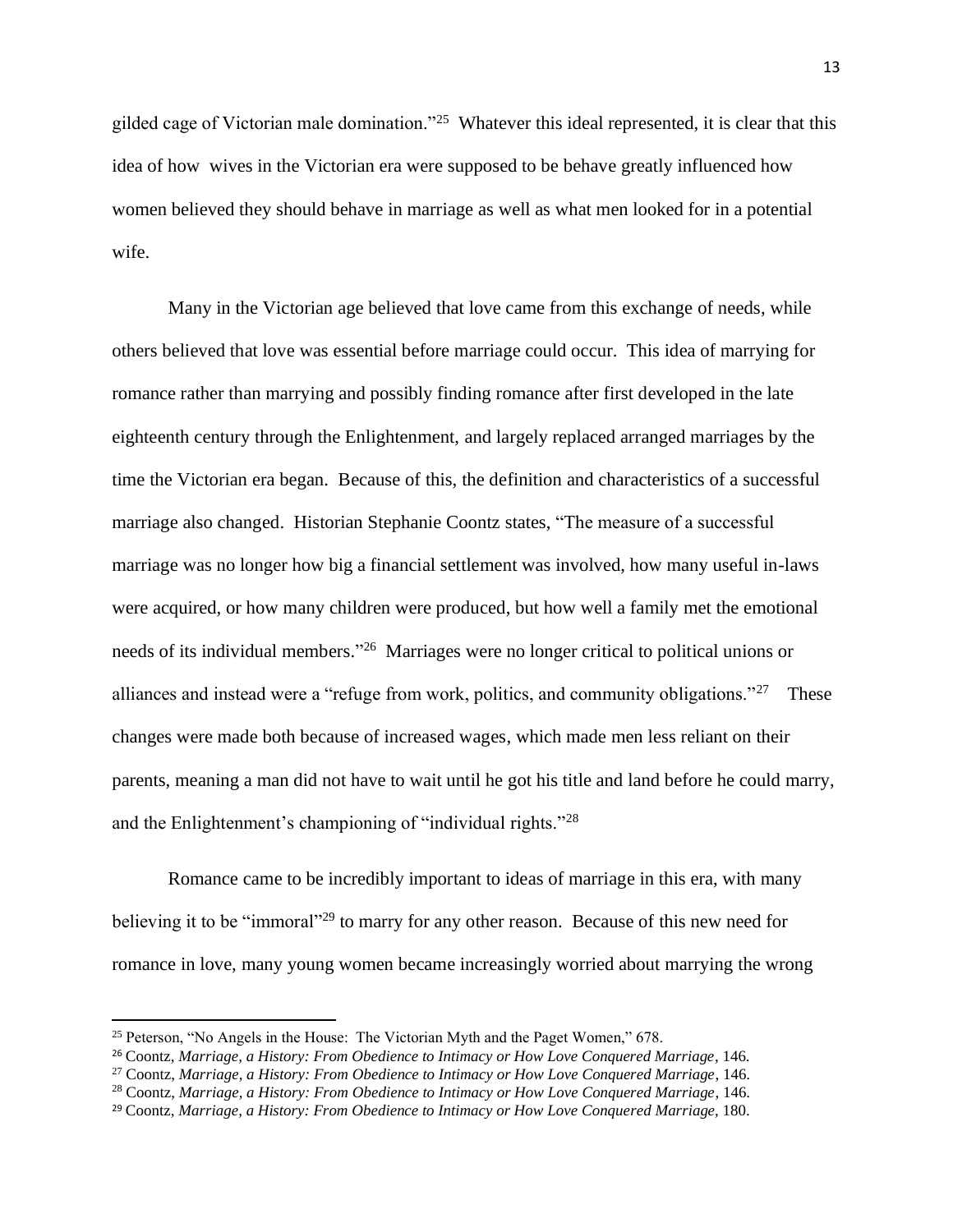gilded cage of Victorian male domination."[25] Whatever this ideal represented, it is clear that this idea of how wives in the Victorian era were supposed to be behave greatly influenced how women believed they should behave in marriage as well as what men looked for in a potential wife.

Many in the Victorian age believed that love came from this exchange of needs, while others believed that love was essential before marriage could occur. This idea of marrying for romance rather than marrying and possibly finding romance after first developed in the late eighteenth century through the Enlightenment, and largely replaced arranged marriages by the time the Victorian era began. Because of this, the definition and characteristics of a successful marriage also changed. Historian Stephanie Coontz states, "The measure of a successful marriage was no longer how big a financial settlement was involved, how many useful in-laws were acquired, or how many children were produced, but how well a family met the emotional needs of its individual members."[26] Marriages were no longer critical to political unions or alliances and instead were a "refuge from work, politics, and community obligations."[27] These changes were made both because of increased wages, which made men less reliant on their parents, meaning a man did not have to wait until he got his title and land before he could marry, and the Enlightenment's championing of "individual rights."[28]

Romance came to be incredibly important to ideas of marriage in this era, with many believing it to be "immoral"[29] to marry for any other reason. Because of this new need for romance in love, many young women became increasingly worried about marrying the wrong

---

[25] Peterson, "No Angels in the House: The Victorian Myth and the Paget Women," 678.

[26] Coontz, *Marriage, a History: From Obedience to Intimacy or How Love Conquered Marriage*, 146.

[27] Coontz, *Marriage, a History: From Obedience to Intimacy or How Love Conquered Marriage*, 146.

[28] Coontz, *Marriage, a History: From Obedience to Intimacy or How Love Conquered Marriage*, 146.

[29] Coontz, *Marriage, a History: From Obedience to Intimacy or How Love Conquered Marriage*, 180.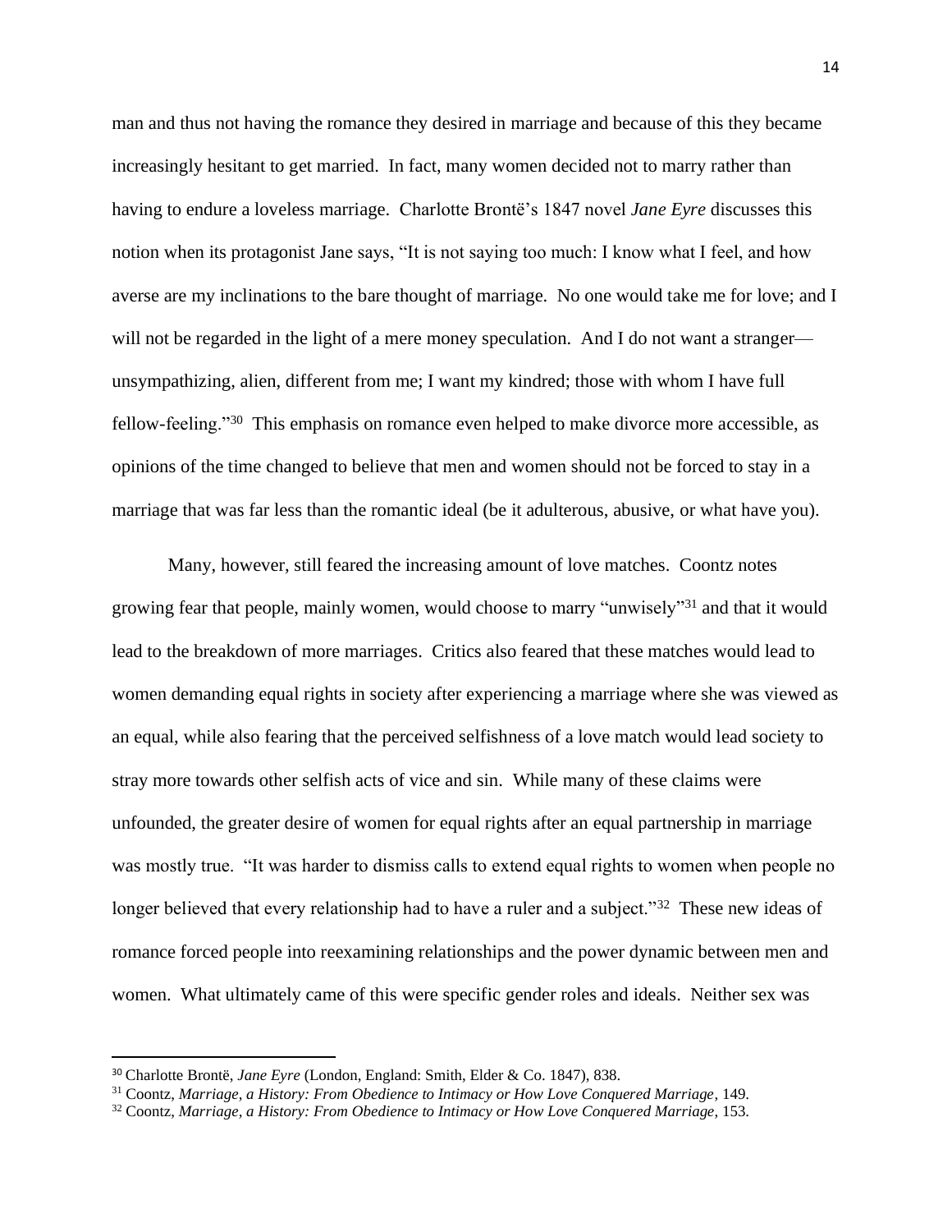man and thus not having the romance they desired in marriage and because of this they became increasingly hesitant to get married. In fact, many women decided not to marry rather than having to endure a loveless marriage. Charlotte Brontë's 1847 novel *Jane Eyre* discusses this notion when its protagonist Jane says, "It is not saying too much: I know what I feel, and how averse are my inclinations to the bare thought of marriage. No one would take me for love; and I will not be regarded in the light of a mere money speculation. And I do not want a stranger—unsympathizing, alien, different from me; I want my kindred; those with whom I have full fellow-feeling."[30] This emphasis on romance even helped to make divorce more accessible, as opinions of the time changed to believe that men and women should not be forced to stay in a marriage that was far less than the romantic ideal (be it adulterous, abusive, or what have you).

Many, however, still feared the increasing amount of love matches. Coontz notes growing fear that people, mainly women, would choose to marry "unwisely"[31] and that it would lead to the breakdown of more marriages. Critics also feared that these matches would lead to women demanding equal rights in society after experiencing a marriage where she was viewed as an equal, while also fearing that the perceived selfishness of a love match would lead society to stray more towards other selfish acts of vice and sin. While many of these claims were unfounded, the greater desire of women for equal rights after an equal partnership in marriage was mostly true. "It was harder to dismiss calls to extend equal rights to women when people no longer believed that every relationship had to have a ruler and a subject."[32] These new ideas of romance forced people into reexamining relationships and the power dynamic between men and women. What ultimately came of this were specific gender roles and ideals. Neither sex was

---

[30] Charlotte Brontë, *Jane Eyre* (London, England: Smith, Elder & Co. 1847), 838.

[31] Coontz, *Marriage, a History: From Obedience to Intimacy or How Love Conquered Marriage*, 149.

[32] Coontz, *Marriage, a History: From Obedience to Intimacy or How Love Conquered Marriage*, 153.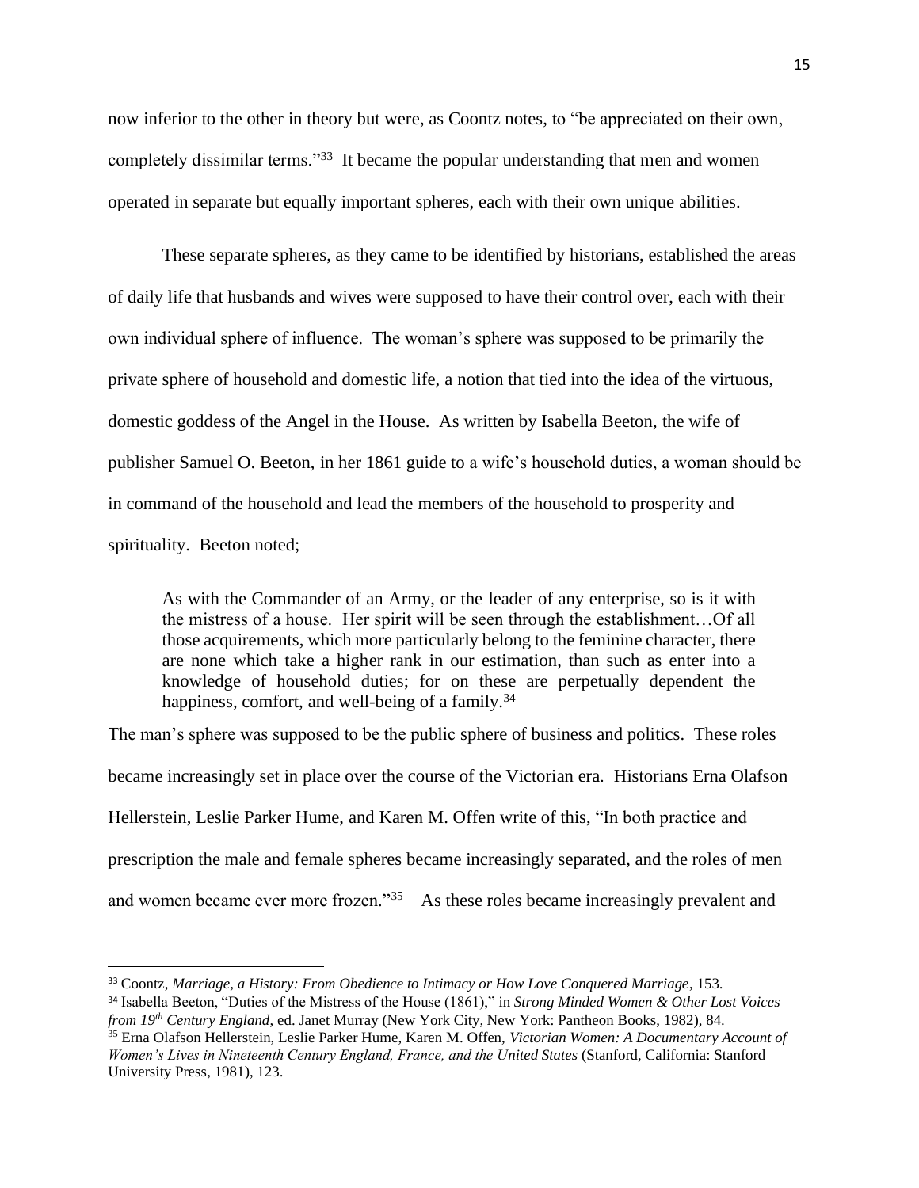now inferior to the other in theory but were, as Coontz notes, to "be appreciated on their own, completely dissimilar terms."[33] It became the popular understanding that men and women operated in separate but equally important spheres, each with their own unique abilities.

These separate spheres, as they came to be identified by historians, established the areas of daily life that husbands and wives were supposed to have their control over, each with their own individual sphere of influence. The woman's sphere was supposed to be primarily the private sphere of household and domestic life, a notion that tied into the idea of the virtuous, domestic goddess of the Angel in the House. As written by Isabella Beeton, the wife of publisher Samuel O. Beeton, in her 1861 guide to a wife's household duties, a woman should be in command of the household and lead the members of the household to prosperity and spirituality. Beeton noted;

> As with the Commander of an Army, or the leader of any enterprise, so is it with the mistress of a house. Her spirit will be seen through the establishment…Of all those acquirements, which more particularly belong to the feminine character, there are none which take a higher rank in our estimation, than such as enter into a knowledge of household duties; for on these are perpetually dependent the happiness, comfort, and well-being of a family.[34]

The man's sphere was supposed to be the public sphere of business and politics. These roles became increasingly set in place over the course of the Victorian era. Historians Erna Olafson Hellerstein, Leslie Parker Hume, and Karen M. Offen write of this, "In both practice and prescription the male and female spheres became increasingly separated, and the roles of men and women became ever more frozen."[35] As these roles became increasingly prevalent and

---

[33] Coontz, *Marriage, a History: From Obedience to Intimacy or How Love Conquered Marriage*, 153.

[34] Isabella Beeton, "Duties of the Mistress of the House (1861)," in *Strong Minded Women & Other Lost Voices from 19th Century England*, ed. Janet Murray (New York City, New York: Pantheon Books, 1982), 84.

[35] Erna Olafson Hellerstein, Leslie Parker Hume, Karen M. Offen, *Victorian Women: A Documentary Account of Women's Lives in Nineteenth Century England, France, and the United States* (Stanford, California: Stanford University Press, 1981), 123.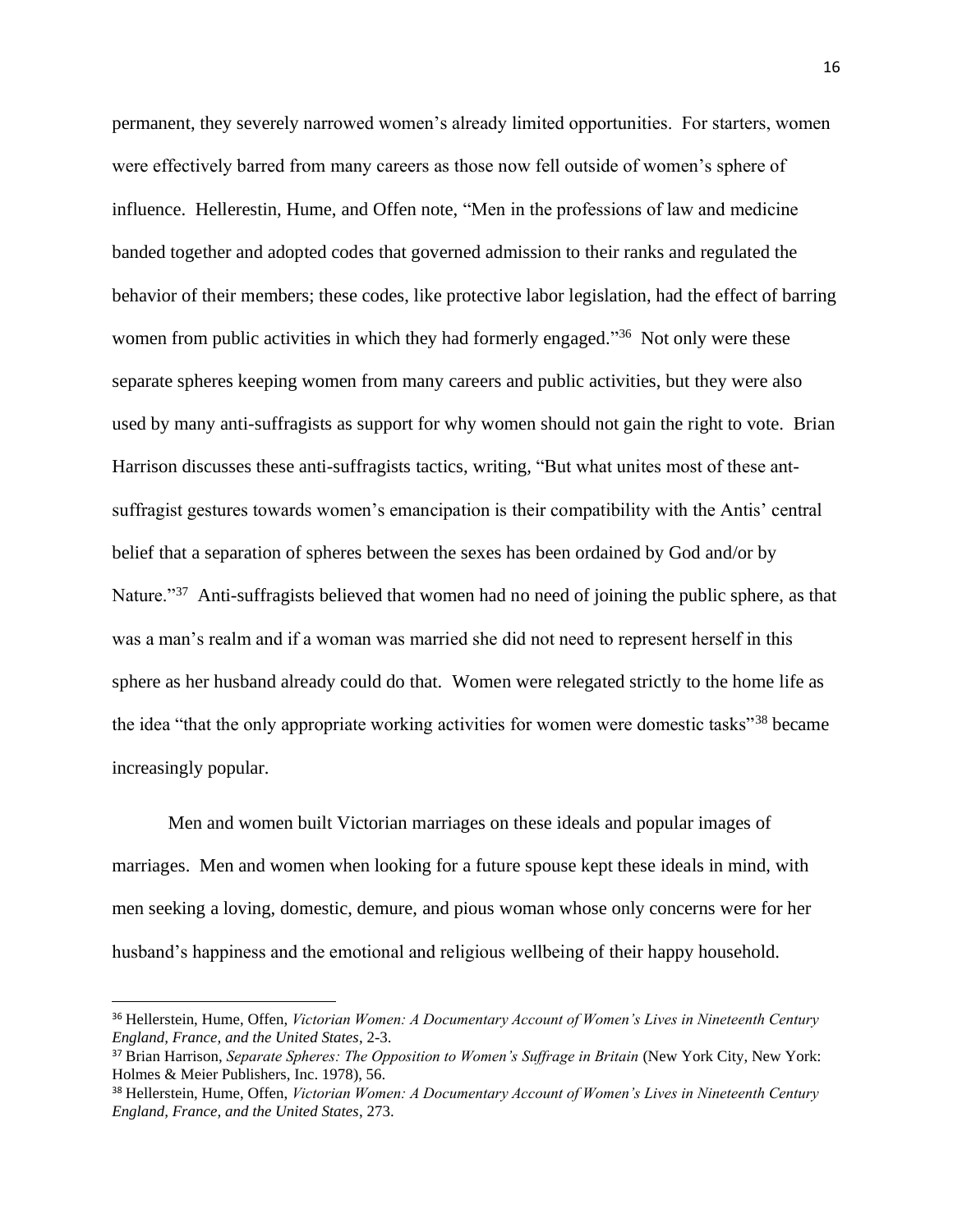permanent, they severely narrowed women's already limited opportunities. For starters, women were effectively barred from many careers as those now fell outside of women's sphere of influence. Hellerestin, Hume, and Offen note, "Men in the professions of law and medicine banded together and adopted codes that governed admission to their ranks and regulated the behavior of their members; these codes, like protective labor legislation, had the effect of barring women from public activities in which they had formerly engaged."[36] Not only were these separate spheres keeping women from many careers and public activities, but they were also used by many anti-suffragists as support for why women should not gain the right to vote. Brian Harrison discusses these anti-suffragists tactics, writing, "But what unites most of these ant-suffragist gestures towards women's emancipation is their compatibility with the Antis' central belief that a separation of spheres between the sexes has been ordained by God and/or by Nature."[37] Anti-suffragists believed that women had no need of joining the public sphere, as that was a man's realm and if a woman was married she did not need to represent herself in this sphere as her husband already could do that. Women were relegated strictly to the home life as the idea "that the only appropriate working activities for women were domestic tasks"[38] became increasingly popular.

Men and women built Victorian marriages on these ideals and popular images of marriages. Men and women when looking for a future spouse kept these ideals in mind, with men seeking a loving, domestic, demure, and pious woman whose only concerns were for her husband's happiness and the emotional and religious wellbeing of their happy household.

---

[36] Hellerstein, Hume, Offen, *Victorian Women: A Documentary Account of Women's Lives in Nineteenth Century England, France, and the United States*, 2-3.

[37] Brian Harrison, *Separate Spheres: The Opposition to Women's Suffrage in Britain* (New York City, New York: Holmes & Meier Publishers, Inc. 1978), 56.

[38] Hellerstein, Hume, Offen, *Victorian Women: A Documentary Account of Women's Lives in Nineteenth Century England, France, and the United States*, 273.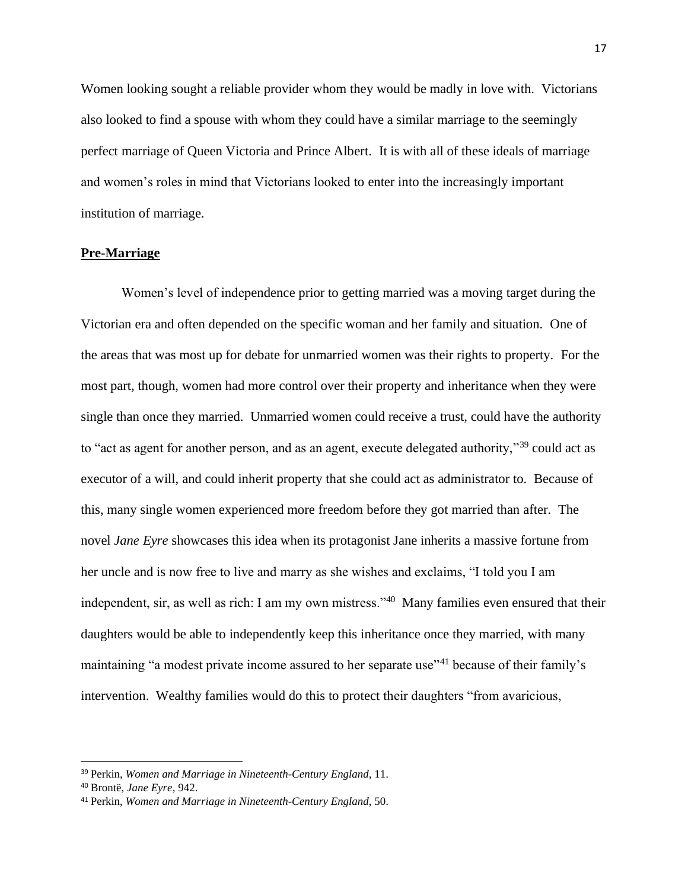Women looking sought a reliable provider whom they would be madly in love with. Victorians also looked to find a spouse with whom they could have a similar marriage to the seemingly perfect marriage of Queen Victoria and Prince Albert. It is with all of these ideals of marriage and women's roles in mind that Victorians looked to enter into the increasingly important institution of marriage.

## Pre-Marriage

Women's level of independence prior to getting married was a moving target during the Victorian era and often depended on the specific woman and her family and situation. One of the areas that was most up for debate for unmarried women was their rights to property. For the most part, though, women had more control over their property and inheritance when they were single than once they married. Unmarried women could receive a trust, could have the authority to "act as agent for another person, and as an agent, execute delegated authority,"[39] could act as executor of a will, and could inherit property that she could act as administrator to. Because of this, many single women experienced more freedom before they got married than after. The novel *Jane Eyre* showcases this idea when its protagonist Jane inherits a massive fortune from her uncle and is now free to live and marry as she wishes and exclaims, "I told you I am independent, sir, as well as rich: I am my own mistress."[40] Many families even ensured that their daughters would be able to independently keep this inheritance once they married, with many maintaining "a modest private income assured to her separate use"[41] because of their family's intervention. Wealthy families would do this to protect their daughters "from avaricious,

---

[39] Perkin, *Women and Marriage in Nineteenth-Century England*, 11.

[40] Brontë, *Jane Eyre*, 942.

[41] Perkin, *Women and Marriage in Nineteenth-Century England*, 50.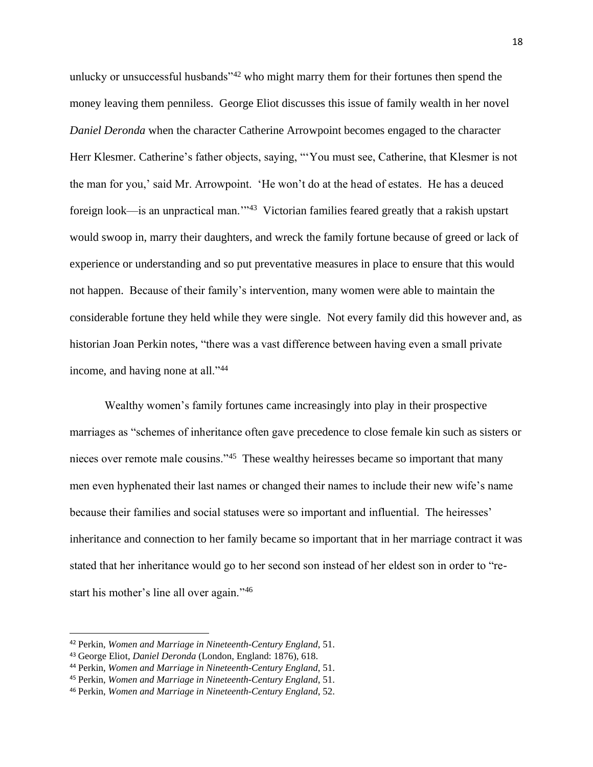unlucky or unsuccessful husbands"[42] who might marry them for their fortunes then spend the money leaving them penniless. George Eliot discusses this issue of family wealth in her novel *Daniel Deronda* when the character Catherine Arrowpoint becomes engaged to the character Herr Klesmer. Catherine's father objects, saying, "'You must see, Catherine, that Klesmer is not the man for you,' said Mr. Arrowpoint. 'He won't do at the head of estates. He has a deuced foreign look—is an unpractical man.'"[43] Victorian families feared greatly that a rakish upstart would swoop in, marry their daughters, and wreck the family fortune because of greed or lack of experience or understanding and so put preventative measures in place to ensure that this would not happen. Because of their family's intervention, many women were able to maintain the considerable fortune they held while they were single. Not every family did this however and, as historian Joan Perkin notes, "there was a vast difference between having even a small private income, and having none at all."[44]

Wealthy women's family fortunes came increasingly into play in their prospective marriages as "schemes of inheritance often gave precedence to close female kin such as sisters or nieces over remote male cousins."[45] These wealthy heiresses became so important that many men even hyphenated their last names or changed their names to include their new wife's name because their families and social statuses were so important and influential. The heiresses' inheritance and connection to her family became so important that in her marriage contract it was stated that her inheritance would go to her second son instead of her eldest son in order to "re-start his mother's line all over again."[46]

---

[42] Perkin, *Women and Marriage in Nineteenth-Century England*, 51.

[43] George Eliot, *Daniel Deronda* (London, England: 1876), 618.

[44] Perkin, *Women and Marriage in Nineteenth-Century England*, 51.

[45] Perkin, *Women and Marriage in Nineteenth-Century England*, 51.

[46] Perkin, *Women and Marriage in Nineteenth-Century England*, 52.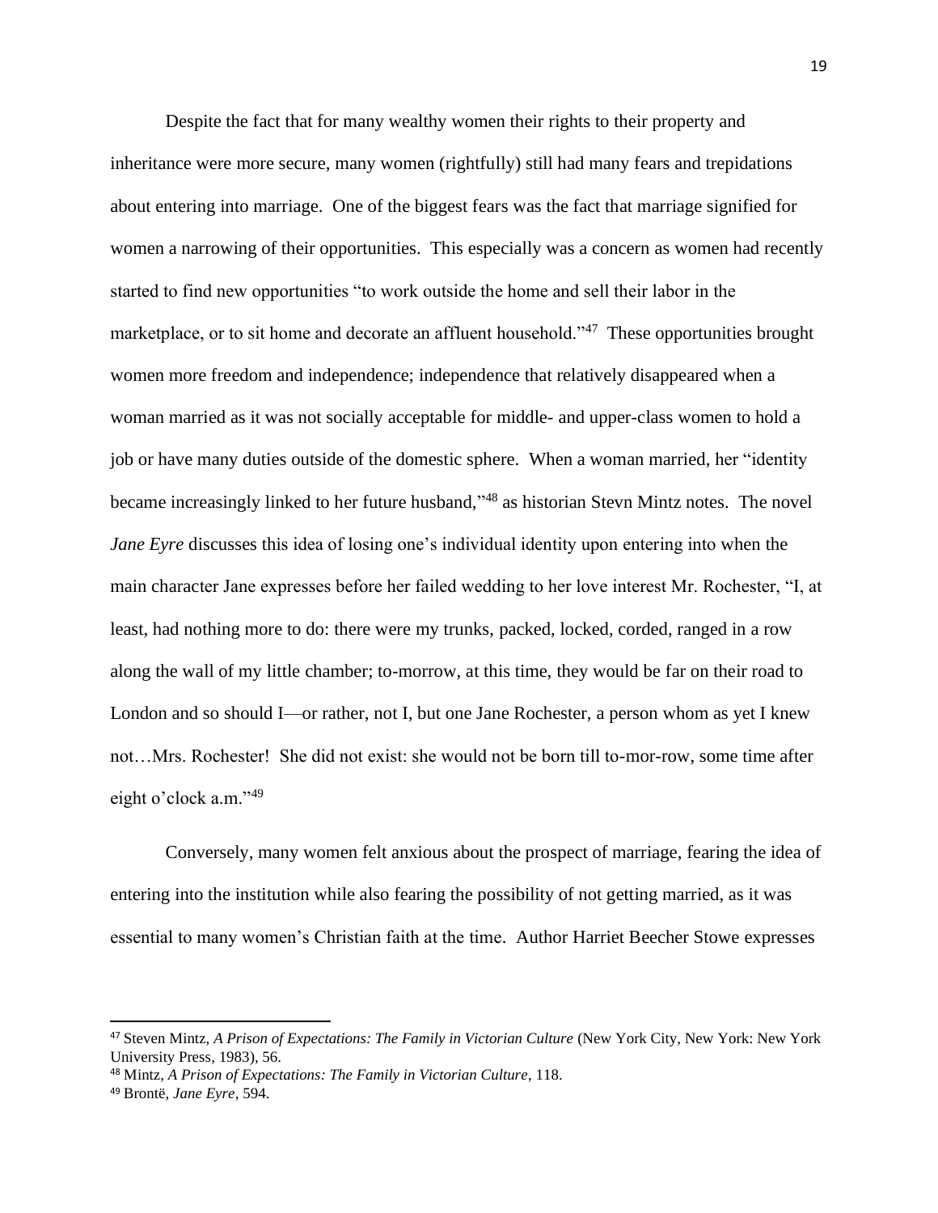Despite the fact that for many wealthy women their rights to their property and inheritance were more secure, many women (rightfully) still had many fears and trepidations about entering into marriage. One of the biggest fears was the fact that marriage signified for women a narrowing of their opportunities. This especially was a concern as women had recently started to find new opportunities "to work outside the home and sell their labor in the marketplace, or to sit home and decorate an affluent household."[47] These opportunities brought women more freedom and independence; independence that relatively disappeared when a woman married as it was not socially acceptable for middle- and upper-class women to hold a job or have many duties outside of the domestic sphere. When a woman married, her "identity became increasingly linked to her future husband,"[48] as historian Stevn Mintz notes. The novel *Jane Eyre* discusses this idea of losing one's individual identity upon entering into when the main character Jane expresses before her failed wedding to her love interest Mr. Rochester, "I, at least, had nothing more to do: there were my trunks, packed, locked, corded, ranged in a row along the wall of my little chamber; to-morrow, at this time, they would be far on their road to London and so should I—or rather, not I, but one Jane Rochester, a person whom as yet I knew not…Mrs. Rochester! She did not exist: she would not be born till to-mor-row, some time after eight o'clock a.m."[49]

Conversely, many women felt anxious about the prospect of marriage, fearing the idea of entering into the institution while also fearing the possibility of not getting married, as it was essential to many women's Christian faith at the time. Author Harriet Beecher Stowe expresses

---

[47] Steven Mintz, *A Prison of Expectations: The Family in Victorian Culture* (New York City, New York: New York University Press, 1983), 56.

[48] Mintz, *A Prison of Expectations: The Family in Victorian Culture*, 118.

[49] Brontë, *Jane Eyre*, 594.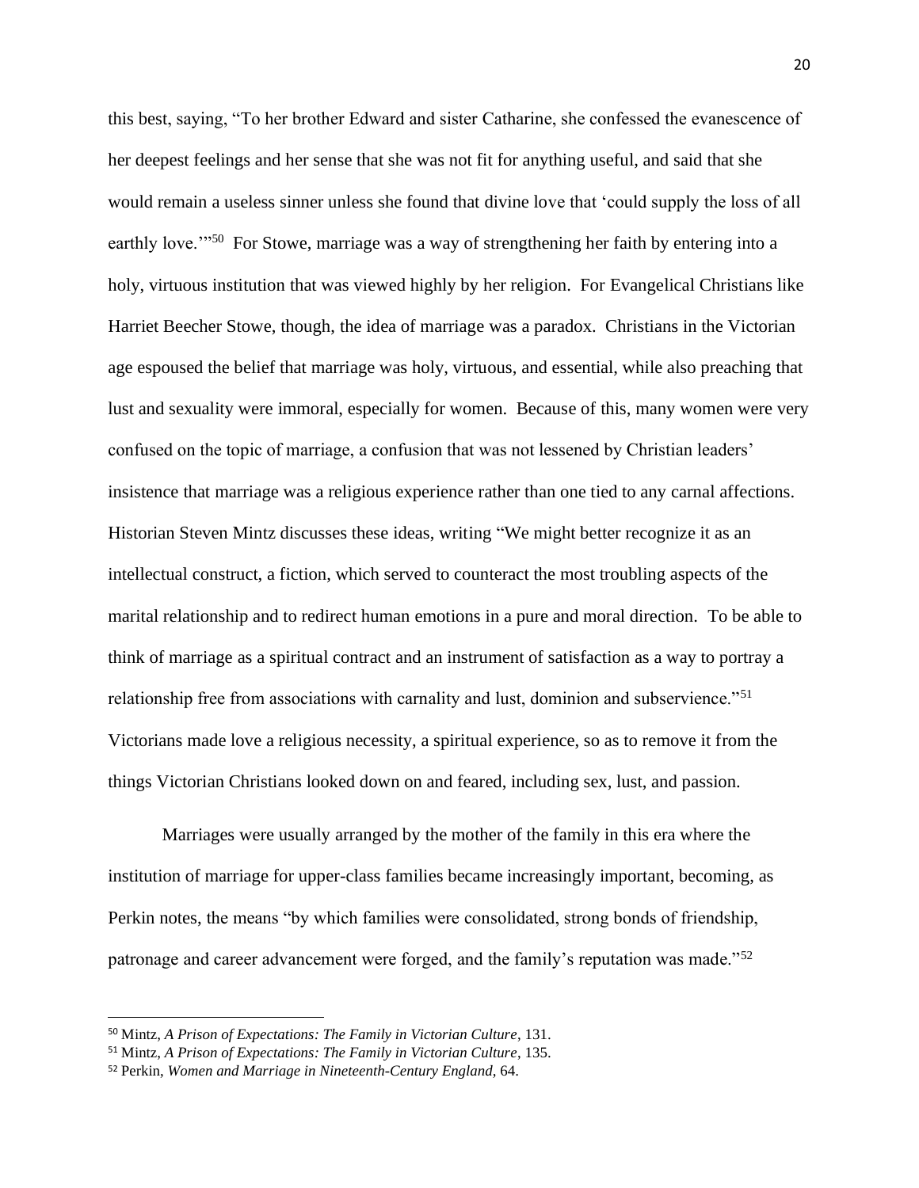this best, saying, "To her brother Edward and sister Catharine, she confessed the evanescence of her deepest feelings and her sense that she was not fit for anything useful, and said that she would remain a useless sinner unless she found that divine love that 'could supply the loss of all earthly love.'"[50] For Stowe, marriage was a way of strengthening her faith by entering into a holy, virtuous institution that was viewed highly by her religion. For Evangelical Christians like Harriet Beecher Stowe, though, the idea of marriage was a paradox. Christians in the Victorian age espoused the belief that marriage was holy, virtuous, and essential, while also preaching that lust and sexuality were immoral, especially for women. Because of this, many women were very confused on the topic of marriage, a confusion that was not lessened by Christian leaders' insistence that marriage was a religious experience rather than one tied to any carnal affections. Historian Steven Mintz discusses these ideas, writing "We might better recognize it as an intellectual construct, a fiction, which served to counteract the most troubling aspects of the marital relationship and to redirect human emotions in a pure and moral direction. To be able to think of marriage as a spiritual contract and an instrument of satisfaction as a way to portray a relationship free from associations with carnality and lust, dominion and subservience."[51] Victorians made love a religious necessity, a spiritual experience, so as to remove it from the things Victorian Christians looked down on and feared, including sex, lust, and passion.

Marriages were usually arranged by the mother of the family in this era where the institution of marriage for upper-class families became increasingly important, becoming, as Perkin notes, the means "by which families were consolidated, strong bonds of friendship, patronage and career advancement were forged, and the family's reputation was made."[52]

---

[50] Mintz, *A Prison of Expectations: The Family in Victorian Culture*, 131.

[51] Mintz, *A Prison of Expectations: The Family in Victorian Culture*, 135.

[52] Perkin, *Women and Marriage in Nineteenth-Century England*, 64.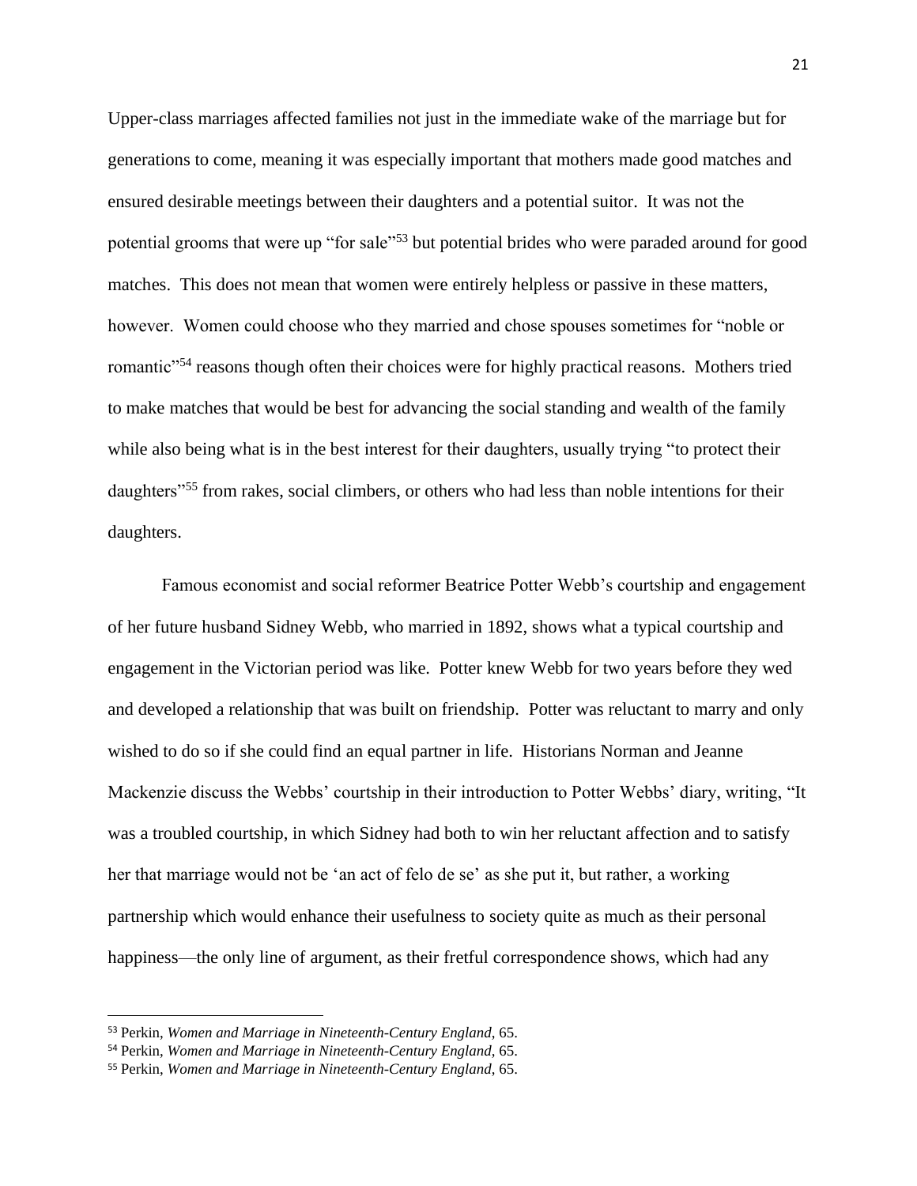Upper-class marriages affected families not just in the immediate wake of the marriage but for generations to come, meaning it was especially important that mothers made good matches and ensured desirable meetings between their daughters and a potential suitor. It was not the potential grooms that were up "for sale"[53] but potential brides who were paraded around for good matches. This does not mean that women were entirely helpless or passive in these matters, however. Women could choose who they married and chose spouses sometimes for "noble or romantic"[54] reasons though often their choices were for highly practical reasons. Mothers tried to make matches that would be best for advancing the social standing and wealth of the family while also being what is in the best interest for their daughters, usually trying "to protect their daughters"[55] from rakes, social climbers, or others who had less than noble intentions for their daughters.

Famous economist and social reformer Beatrice Potter Webb's courtship and engagement of her future husband Sidney Webb, who married in 1892, shows what a typical courtship and engagement in the Victorian period was like. Potter knew Webb for two years before they wed and developed a relationship that was built on friendship. Potter was reluctant to marry and only wished to do so if she could find an equal partner in life. Historians Norman and Jeanne Mackenzie discuss the Webbs' courtship in their introduction to Potter Webbs' diary, writing, "It was a troubled courtship, in which Sidney had both to win her reluctant affection and to satisfy her that marriage would not be 'an act of felo de se' as she put it, but rather, a working partnership which would enhance their usefulness to society quite as much as their personal happiness—the only line of argument, as their fretful correspondence shows, which had any

---

[53] Perkin, *Women and Marriage in Nineteenth-Century England*, 65.

[54] Perkin, *Women and Marriage in Nineteenth-Century England*, 65.

[55] Perkin, *Women and Marriage in Nineteenth-Century England*, 65.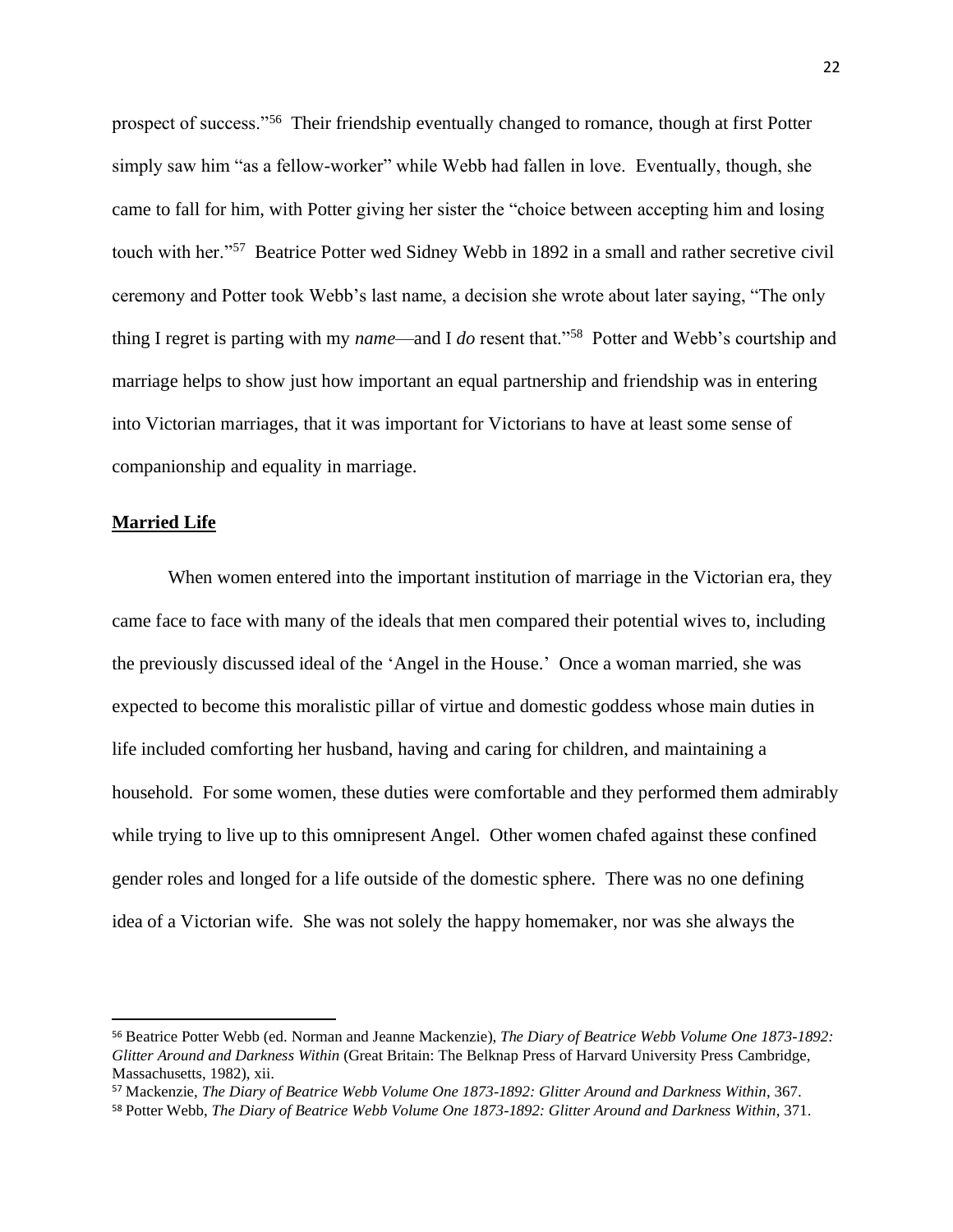prospect of success."[56] Their friendship eventually changed to romance, though at first Potter simply saw him "as a fellow-worker" while Webb had fallen in love. Eventually, though, she came to fall for him, with Potter giving her sister the "choice between accepting him and losing touch with her."[57] Beatrice Potter wed Sidney Webb in 1892 in a small and rather secretive civil ceremony and Potter took Webb's last name, a decision she wrote about later saying, "The only thing I regret is parting with my *name*—and I *do* resent that."[58] Potter and Webb's courtship and marriage helps to show just how important an equal partnership and friendship was in entering into Victorian marriages, that it was important for Victorians to have at least some sense of companionship and equality in marriage.

## Married Life

When women entered into the important institution of marriage in the Victorian era, they came face to face with many of the ideals that men compared their potential wives to, including the previously discussed ideal of the 'Angel in the House.' Once a woman married, she was expected to become this moralistic pillar of virtue and domestic goddess whose main duties in life included comforting her husband, having and caring for children, and maintaining a household. For some women, these duties were comfortable and they performed them admirably while trying to live up to this omnipresent Angel. Other women chafed against these confined gender roles and longed for a life outside of the domestic sphere. There was no one defining idea of a Victorian wife. She was not solely the happy homemaker, nor was she always the

---

[56] Beatrice Potter Webb (ed. Norman and Jeanne Mackenzie), *The Diary of Beatrice Webb Volume One 1873-1892: Glitter Around and Darkness Within* (Great Britain: The Belknap Press of Harvard University Press Cambridge, Massachusetts, 1982), xii.

[57] Mackenzie, *The Diary of Beatrice Webb Volume One 1873-1892: Glitter Around and Darkness Within*, 367.

[58] Potter Webb, *The Diary of Beatrice Webb Volume One 1873-1892: Glitter Around and Darkness Within*, 371.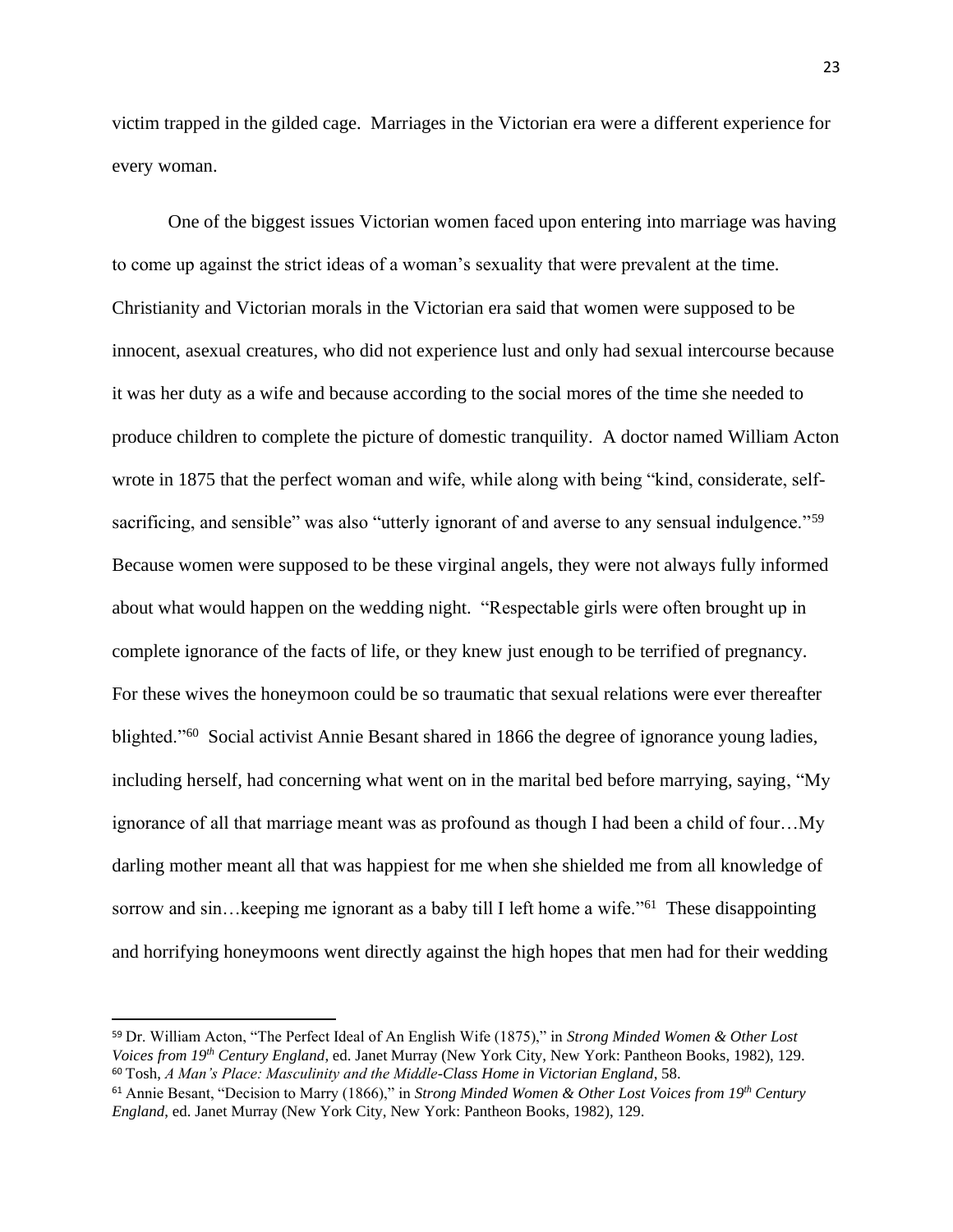victim trapped in the gilded cage. Marriages in the Victorian era were a different experience for every woman.

One of the biggest issues Victorian women faced upon entering into marriage was having to come up against the strict ideas of a woman's sexuality that were prevalent at the time. Christianity and Victorian morals in the Victorian era said that women were supposed to be innocent, asexual creatures, who did not experience lust and only had sexual intercourse because it was her duty as a wife and because according to the social mores of the time she needed to produce children to complete the picture of domestic tranquility. A doctor named William Acton wrote in 1875 that the perfect woman and wife, while along with being "kind, considerate, self-sacrificing, and sensible" was also "utterly ignorant of and averse to any sensual indulgence."[59] Because women were supposed to be these virginal angels, they were not always fully informed about what would happen on the wedding night. "Respectable girls were often brought up in complete ignorance of the facts of life, or they knew just enough to be terrified of pregnancy. For these wives the honeymoon could be so traumatic that sexual relations were ever thereafter blighted."[60] Social activist Annie Besant shared in 1866 the degree of ignorance young ladies, including herself, had concerning what went on in the marital bed before marrying, saying, "My ignorance of all that marriage meant was as profound as though I had been a child of four…My darling mother meant all that was happiest for me when she shielded me from all knowledge of sorrow and sin…keeping me ignorant as a baby till I left home a wife."[61] These disappointing and horrifying honeymoons went directly against the high hopes that men had for their wedding

---

[59] Dr. William Acton, "The Perfect Ideal of An English Wife (1875)," in *Strong Minded Women & Other Lost Voices from 19th Century England*, ed. Janet Murray (New York City, New York: Pantheon Books, 1982), 129.

[60] Tosh, *A Man's Place: Masculinity and the Middle-Class Home in Victorian England*, 58.

[61] Annie Besant, "Decision to Marry (1866)," in *Strong Minded Women & Other Lost Voices from 19th Century England*, ed. Janet Murray (New York City, New York: Pantheon Books, 1982), 129.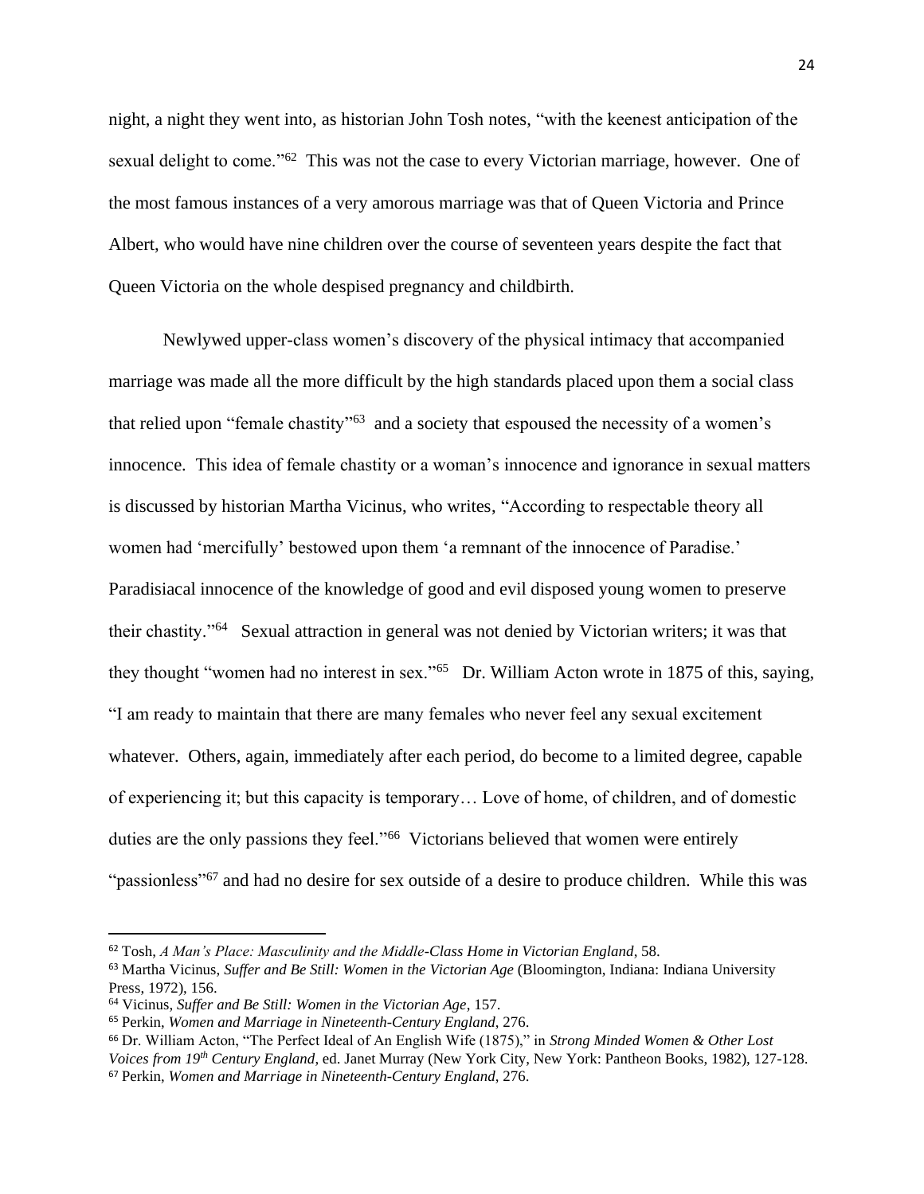night, a night they went into, as historian John Tosh notes, "with the keenest anticipation of the sexual delight to come."[62] This was not the case to every Victorian marriage, however. One of the most famous instances of a very amorous marriage was that of Queen Victoria and Prince Albert, who would have nine children over the course of seventeen years despite the fact that Queen Victoria on the whole despised pregnancy and childbirth.

Newlywed upper-class women's discovery of the physical intimacy that accompanied marriage was made all the more difficult by the high standards placed upon them a social class that relied upon "female chastity"[63] and a society that espoused the necessity of a women's innocence. This idea of female chastity or a woman's innocence and ignorance in sexual matters is discussed by historian Martha Vicinus, who writes, "According to respectable theory all women had 'mercifully' bestowed upon them 'a remnant of the innocence of Paradise.' Paradisiacal innocence of the knowledge of good and evil disposed young women to preserve their chastity."[64] Sexual attraction in general was not denied by Victorian writers; it was that they thought "women had no interest in sex."[65] Dr. William Acton wrote in 1875 of this, saying, "I am ready to maintain that there are many females who never feel any sexual excitement whatever. Others, again, immediately after each period, do become to a limited degree, capable of experiencing it; but this capacity is temporary… Love of home, of children, and of domestic duties are the only passions they feel."[66] Victorians believed that women were entirely "passionless"[67] and had no desire for sex outside of a desire to produce children. While this was

---

[62] Tosh, *A Man's Place: Masculinity and the Middle-Class Home in Victorian England*, 58.

[63] Martha Vicinus, *Suffer and Be Still: Women in the Victorian Age* (Bloomington, Indiana: Indiana University Press, 1972), 156.

[64] Vicinus, *Suffer and Be Still: Women in the Victorian Age*, 157.

[65] Perkin, *Women and Marriage in Nineteenth-Century England*, 276.

[66] Dr. William Acton, "The Perfect Ideal of An English Wife (1875)," in *Strong Minded Women & Other Lost Voices from 19th Century England*, ed. Janet Murray (New York City, New York: Pantheon Books, 1982), 127-128.

[67] Perkin, *Women and Marriage in Nineteenth-Century England*, 276.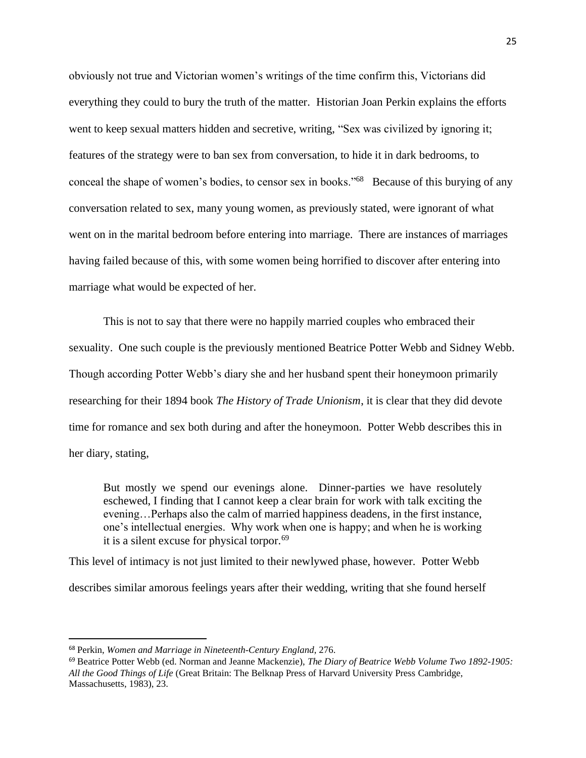obviously not true and Victorian women's writings of the time confirm this, Victorians did everything they could to bury the truth of the matter. Historian Joan Perkin explains the efforts went to keep sexual matters hidden and secretive, writing, "Sex was civilized by ignoring it; features of the strategy were to ban sex from conversation, to hide it in dark bedrooms, to conceal the shape of women's bodies, to censor sex in books."[68] Because of this burying of any conversation related to sex, many young women, as previously stated, were ignorant of what went on in the marital bedroom before entering into marriage. There are instances of marriages having failed because of this, with some women being horrified to discover after entering into marriage what would be expected of her.

This is not to say that there were no happily married couples who embraced their sexuality. One such couple is the previously mentioned Beatrice Potter Webb and Sidney Webb. Though according Potter Webb's diary she and her husband spent their honeymoon primarily researching for their 1894 book *The History of Trade Unionism*, it is clear that they did devote time for romance and sex both during and after the honeymoon. Potter Webb describes this in her diary, stating,

> But mostly we spend our evenings alone. Dinner-parties we have resolutely eschewed, I finding that I cannot keep a clear brain for work with talk exciting the evening…Perhaps also the calm of married happiness deadens, in the first instance, one's intellectual energies. Why work when one is happy; and when he is working it is a silent excuse for physical torpor.[69]

This level of intimacy is not just limited to their newlywed phase, however. Potter Webb describes similar amorous feelings years after their wedding, writing that she found herself

---

[68] Perkin, *Women and Marriage in Nineteenth-Century England*, 276.

[69] Beatrice Potter Webb (ed. Norman and Jeanne Mackenzie), *The Diary of Beatrice Webb Volume Two 1892-1905: All the Good Things of Life* (Great Britain: The Belknap Press of Harvard University Press Cambridge, Massachusetts, 1983), 23.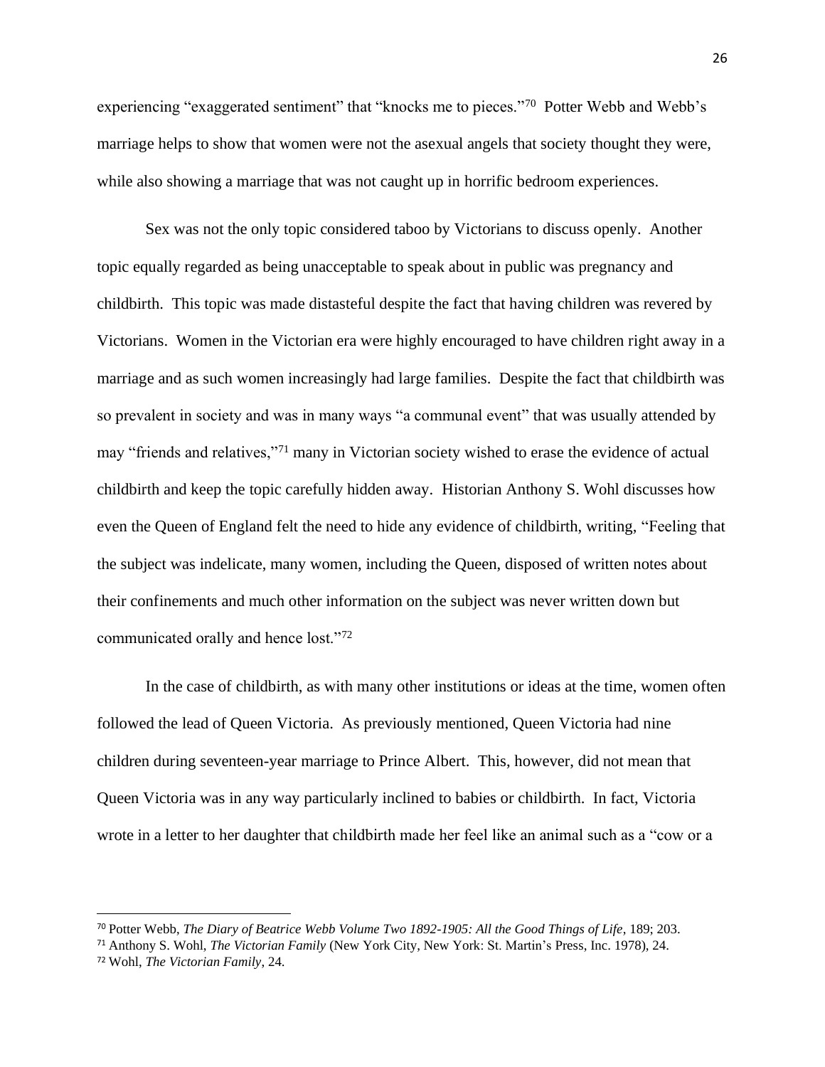experiencing "exaggerated sentiment" that "knocks me to pieces."[70] Potter Webb and Webb's marriage helps to show that women were not the asexual angels that society thought they were, while also showing a marriage that was not caught up in horrific bedroom experiences.

Sex was not the only topic considered taboo by Victorians to discuss openly. Another topic equally regarded as being unacceptable to speak about in public was pregnancy and childbirth. This topic was made distasteful despite the fact that having children was revered by Victorians. Women in the Victorian era were highly encouraged to have children right away in a marriage and as such women increasingly had large families. Despite the fact that childbirth was so prevalent in society and was in many ways "a communal event" that was usually attended by may "friends and relatives,"[71] many in Victorian society wished to erase the evidence of actual childbirth and keep the topic carefully hidden away. Historian Anthony S. Wohl discusses how even the Queen of England felt the need to hide any evidence of childbirth, writing, "Feeling that the subject was indelicate, many women, including the Queen, disposed of written notes about their confinements and much other information on the subject was never written down but communicated orally and hence lost."[72]

In the case of childbirth, as with many other institutions or ideas at the time, women often followed the lead of Queen Victoria. As previously mentioned, Queen Victoria had nine children during seventeen-year marriage to Prince Albert. This, however, did not mean that Queen Victoria was in any way particularly inclined to babies or childbirth. In fact, Victoria wrote in a letter to her daughter that childbirth made her feel like an animal such as a "cow or a

---

[70] Potter Webb, *The Diary of Beatrice Webb Volume Two 1892-1905: All the Good Things of Life*, 189; 203.

[71] Anthony S. Wohl, *The Victorian Family* (New York City, New York: St. Martin's Press, Inc. 1978), 24.

[72] Wohl, *The Victorian Family*, 24.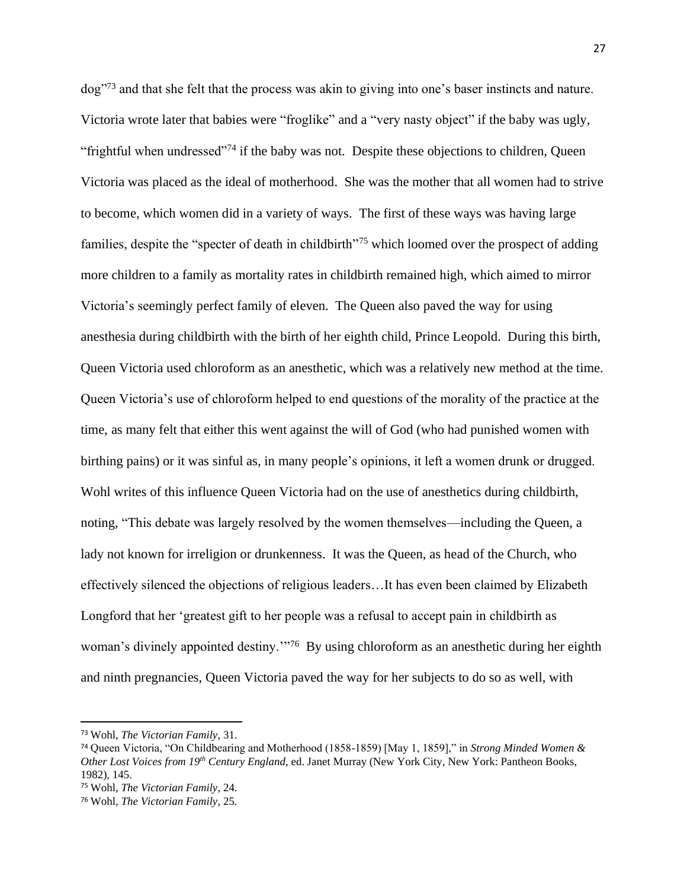dog"[73] and that she felt that the process was akin to giving into one's baser instincts and nature. Victoria wrote later that babies were "froglike" and a "very nasty object" if the baby was ugly, "frightful when undressed"[74] if the baby was not. Despite these objections to children, Queen Victoria was placed as the ideal of motherhood. She was the mother that all women had to strive to become, which women did in a variety of ways. The first of these ways was having large families, despite the "specter of death in childbirth"[75] which loomed over the prospect of adding more children to a family as mortality rates in childbirth remained high, which aimed to mirror Victoria's seemingly perfect family of eleven. The Queen also paved the way for using anesthesia during childbirth with the birth of her eighth child, Prince Leopold. During this birth, Queen Victoria used chloroform as an anesthetic, which was a relatively new method at the time. Queen Victoria's use of chloroform helped to end questions of the morality of the practice at the time, as many felt that either this went against the will of God (who had punished women with birthing pains) or it was sinful as, in many people's opinions, it left a women drunk or drugged. Wohl writes of this influence Queen Victoria had on the use of anesthetics during childbirth, noting, "This debate was largely resolved by the women themselves—including the Queen, a lady not known for irreligion or drunkenness. It was the Queen, as head of the Church, who effectively silenced the objections of religious leaders…It has even been claimed by Elizabeth Longford that her 'greatest gift to her people was a refusal to accept pain in childbirth as woman's divinely appointed destiny.'"[76] By using chloroform as an anesthetic during her eighth and ninth pregnancies, Queen Victoria paved the way for her subjects to do so as well, with

---

[73] Wohl, *The Victorian Family*, 31.

[74] Queen Victoria, "On Childbearing and Motherhood (1858-1859) [May 1, 1859]," in *Strong Minded Women & Other Lost Voices from 19th Century England*, ed. Janet Murray (New York City, New York: Pantheon Books, 1982), 145.

[75] Wohl, *The Victorian Family*, 24.

[76] Wohl, *The Victorian Family*, 25.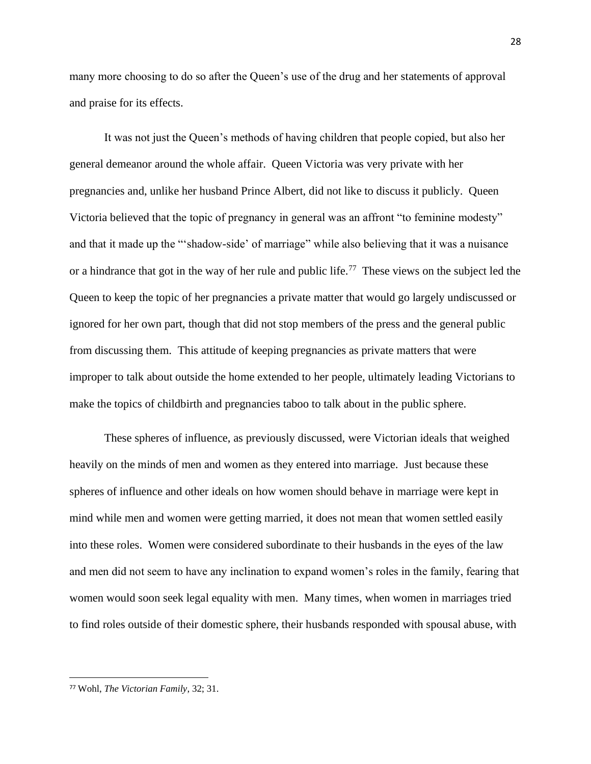many more choosing to do so after the Queen's use of the drug and her statements of approval and praise for its effects.

It was not just the Queen's methods of having children that people copied, but also her general demeanor around the whole affair. Queen Victoria was very private with her pregnancies and, unlike her husband Prince Albert, did not like to discuss it publicly. Queen Victoria believed that the topic of pregnancy in general was an affront "to feminine modesty" and that it made up the "'shadow-side' of marriage" while also believing that it was a nuisance or a hindrance that got in the way of her rule and public life.[77] These views on the subject led the Queen to keep the topic of her pregnancies a private matter that would go largely undiscussed or ignored for her own part, though that did not stop members of the press and the general public from discussing them. This attitude of keeping pregnancies as private matters that were improper to talk about outside the home extended to her people, ultimately leading Victorians to make the topics of childbirth and pregnancies taboo to talk about in the public sphere.

These spheres of influence, as previously discussed, were Victorian ideals that weighed heavily on the minds of men and women as they entered into marriage. Just because these spheres of influence and other ideals on how women should behave in marriage were kept in mind while men and women were getting married, it does not mean that women settled easily into these roles. Women were considered subordinate to their husbands in the eyes of the law and men did not seem to have any inclination to expand women's roles in the family, fearing that women would soon seek legal equality with men. Many times, when women in marriages tried to find roles outside of their domestic sphere, their husbands responded with spousal abuse, with

---

[77] Wohl, *The Victorian Family*, 32; 31.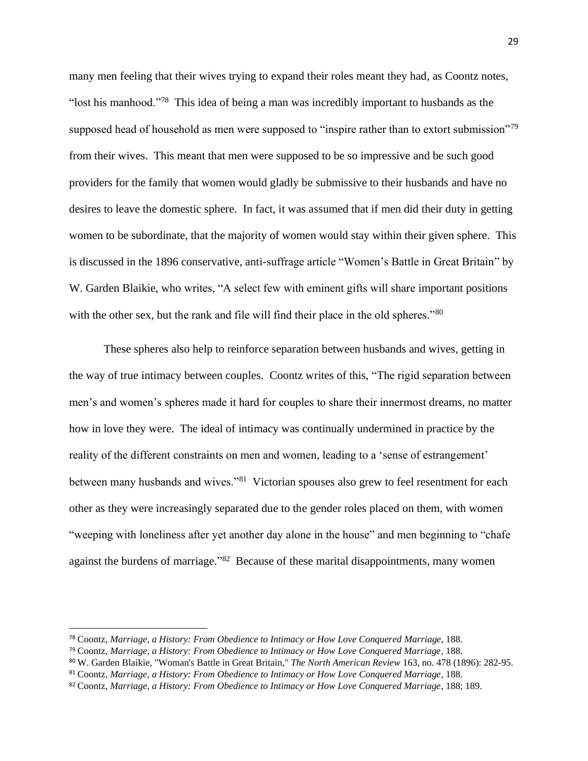many men feeling that their wives trying to expand their roles meant they had, as Coontz notes, "lost his manhood."[78] This idea of being a man was incredibly important to husbands as the supposed head of household as men were supposed to "inspire rather than to extort submission"[79] from their wives. This meant that men were supposed to be so impressive and be such good providers for the family that women would gladly be submissive to their husbands and have no desires to leave the domestic sphere. In fact, it was assumed that if men did their duty in getting women to be subordinate, that the majority of women would stay within their given sphere. This is discussed in the 1896 conservative, anti-suffrage article "Women's Battle in Great Britain" by W. Garden Blaikie, who writes, "A select few with eminent gifts will share important positions with the other sex, but the rank and file will find their place in the old spheres."[80]

These spheres also help to reinforce separation between husbands and wives, getting in the way of true intimacy between couples. Coontz writes of this, "The rigid separation between men's and women's spheres made it hard for couples to share their innermost dreams, no matter how in love they were. The ideal of intimacy was continually undermined in practice by the reality of the different constraints on men and women, leading to a 'sense of estrangement' between many husbands and wives."[81] Victorian spouses also grew to feel resentment for each other as they were increasingly separated due to the gender roles placed on them, with women "weeping with loneliness after yet another day alone in the house" and men beginning to "chafe against the burdens of marriage."[82] Because of these marital disappointments, many women

---

[78] Coontz, *Marriage, a History: From Obedience to Intimacy or How Love Conquered Marriage*, 188.

[79] Coontz, *Marriage, a History: From Obedience to Intimacy or How Love Conquered Marriage*, 188.

[80] W. Garden Blaikie, "Woman's Battle in Great Britain," *The North American Review* 163, no. 478 (1896): 282-95.

[81] Coontz, *Marriage, a History: From Obedience to Intimacy or How Love Conquered Marriage*, 188.

[82] Coontz, *Marriage, a History: From Obedience to Intimacy or How Love Conquered Marriage*, 188; 189.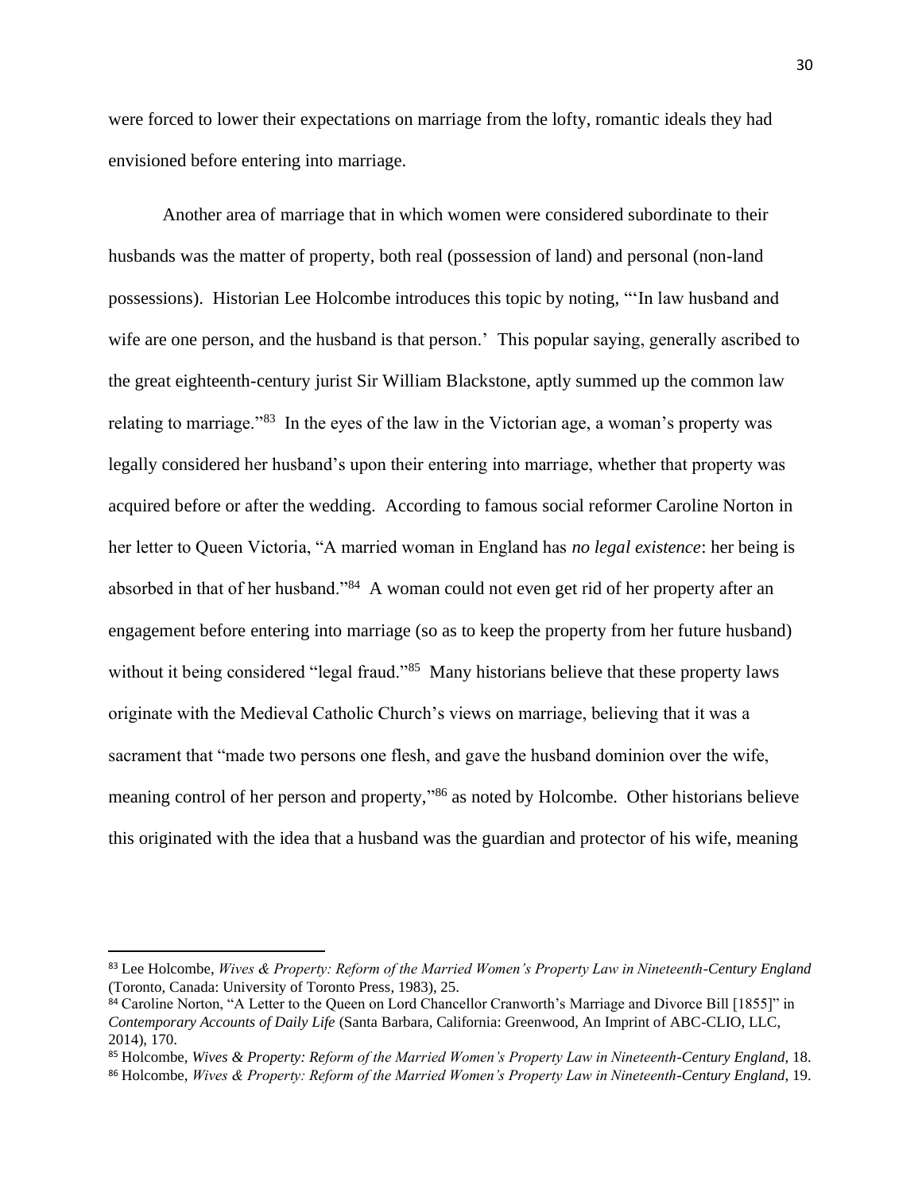were forced to lower their expectations on marriage from the lofty, romantic ideals they had envisioned before entering into marriage.

Another area of marriage that in which women were considered subordinate to their husbands was the matter of property, both real (possession of land) and personal (non-land possessions). Historian Lee Holcombe introduces this topic by noting, "'In law husband and wife are one person, and the husband is that person.' This popular saying, generally ascribed to the great eighteenth-century jurist Sir William Blackstone, aptly summed up the common law relating to marriage."[83] In the eyes of the law in the Victorian age, a woman's property was legally considered her husband's upon their entering into marriage, whether that property was acquired before or after the wedding. According to famous social reformer Caroline Norton in her letter to Queen Victoria, "A married woman in England has *no legal existence*: her being is absorbed in that of her husband."[84] A woman could not even get rid of her property after an engagement before entering into marriage (so as to keep the property from her future husband) without it being considered "legal fraud."[85] Many historians believe that these property laws originate with the Medieval Catholic Church's views on marriage, believing that it was a sacrament that "made two persons one flesh, and gave the husband dominion over the wife, meaning control of her person and property,"[86] as noted by Holcombe. Other historians believe this originated with the idea that a husband was the guardian and protector of his wife, meaning

---

[83] Lee Holcombe, *Wives & Property: Reform of the Married Women's Property Law in Nineteenth-Century England* (Toronto, Canada: University of Toronto Press, 1983), 25.

[84] Caroline Norton, "A Letter to the Queen on Lord Chancellor Cranworth's Marriage and Divorce Bill [1855]" in *Contemporary Accounts of Daily Life* (Santa Barbara, California: Greenwood, An Imprint of ABC-CLIO, LLC, 2014), 170.

[85] Holcombe, *Wives & Property: Reform of the Married Women's Property Law in Nineteenth-Century England*, 18.

[86] Holcombe, *Wives & Property: Reform of the Married Women's Property Law in Nineteenth-Century England*, 19.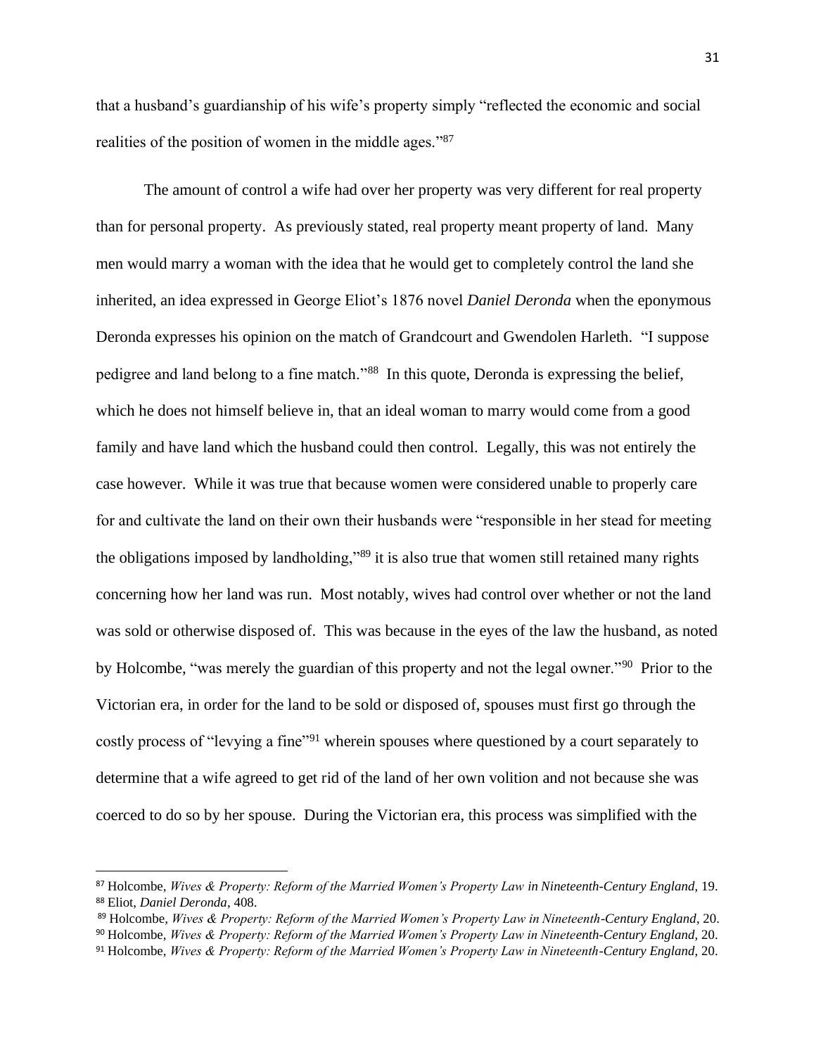that a husband's guardianship of his wife's property simply "reflected the economic and social realities of the position of women in the middle ages."[87]

The amount of control a wife had over her property was very different for real property than for personal property. As previously stated, real property meant property of land. Many men would marry a woman with the idea that he would get to completely control the land she inherited, an idea expressed in George Eliot's 1876 novel *Daniel Deronda* when the eponymous Deronda expresses his opinion on the match of Grandcourt and Gwendolen Harleth. "I suppose pedigree and land belong to a fine match."[88] In this quote, Deronda is expressing the belief, which he does not himself believe in, that an ideal woman to marry would come from a good family and have land which the husband could then control. Legally, this was not entirely the case however. While it was true that because women were considered unable to properly care for and cultivate the land on their own their husbands were "responsible in her stead for meeting the obligations imposed by landholding,"[89] it is also true that women still retained many rights concerning how her land was run. Most notably, wives had control over whether or not the land was sold or otherwise disposed of. This was because in the eyes of the law the husband, as noted by Holcombe, "was merely the guardian of this property and not the legal owner."[90] Prior to the Victorian era, in order for the land to be sold or disposed of, spouses must first go through the costly process of "levying a fine"[91] wherein spouses where questioned by a court separately to determine that a wife agreed to get rid of the land of her own volition and not because she was coerced to do so by her spouse. During the Victorian era, this process was simplified with the

---

[87] Holcombe, *Wives & Property: Reform of the Married Women's Property Law in Nineteenth-Century England*, 19.
[88] Eliot, *Daniel Deronda*, 408.
[89] Holcombe, *Wives & Property: Reform of the Married Women's Property Law in Nineteenth-Century England*, 20.
[90] Holcombe, *Wives & Property: Reform of the Married Women's Property Law in Nineteenth-Century England*, 20.
[91] Holcombe, *Wives & Property: Reform of the Married Women's Property Law in Nineteenth-Century England*, 20.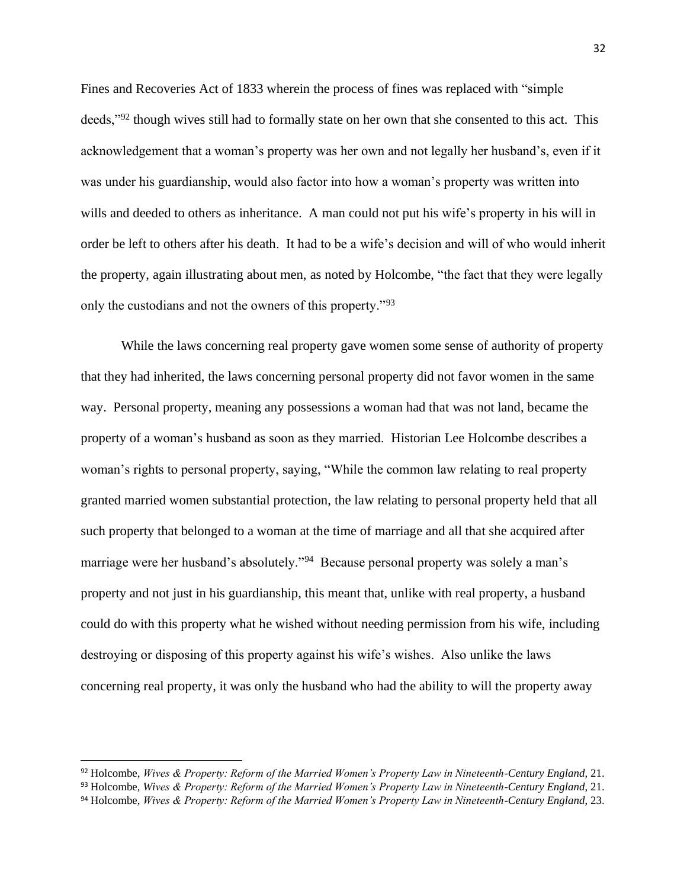Fines and Recoveries Act of 1833 wherein the process of fines was replaced with "simple deeds,"[92] though wives still had to formally state on her own that she consented to this act. This acknowledgement that a woman's property was her own and not legally her husband's, even if it was under his guardianship, would also factor into how a woman's property was written into wills and deeded to others as inheritance. A man could not put his wife's property in his will in order be left to others after his death. It had to be a wife's decision and will of who would inherit the property, again illustrating about men, as noted by Holcombe, "the fact that they were legally only the custodians and not the owners of this property."[93]

While the laws concerning real property gave women some sense of authority of property that they had inherited, the laws concerning personal property did not favor women in the same way. Personal property, meaning any possessions a woman had that was not land, became the property of a woman's husband as soon as they married. Historian Lee Holcombe describes a woman's rights to personal property, saying, "While the common law relating to real property granted married women substantial protection, the law relating to personal property held that all such property that belonged to a woman at the time of marriage and all that she acquired after marriage were her husband's absolutely."[94] Because personal property was solely a man's property and not just in his guardianship, this meant that, unlike with real property, a husband could do with this property what he wished without needing permission from his wife, including destroying or disposing of this property against his wife's wishes. Also unlike the laws concerning real property, it was only the husband who had the ability to will the property away

---

[92] Holcombe, *Wives & Property: Reform of the Married Women's Property Law in Nineteenth-Century England*, 21.

[93] Holcombe, *Wives & Property: Reform of the Married Women's Property Law in Nineteenth-Century England*, 21.

[94] Holcombe, *Wives & Property: Reform of the Married Women's Property Law in Nineteenth-Century England*, 23.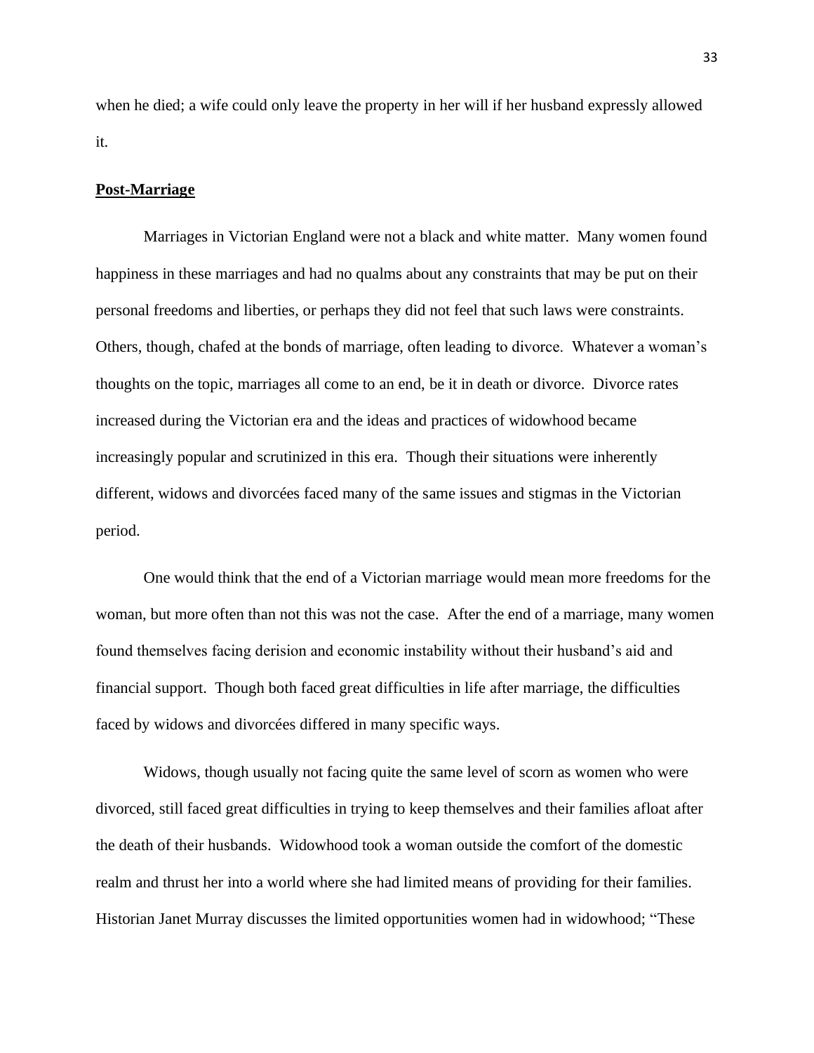when he died; a wife could only leave the property in her will if her husband expressly allowed it.

**Post-Marriage**

Marriages in Victorian England were not a black and white matter. Many women found happiness in these marriages and had no qualms about any constraints that may be put on their personal freedoms and liberties, or perhaps they did not feel that such laws were constraints. Others, though, chafed at the bonds of marriage, often leading to divorce. Whatever a woman's thoughts on the topic, marriages all come to an end, be it in death or divorce. Divorce rates increased during the Victorian era and the ideas and practices of widowhood became increasingly popular and scrutinized in this era. Though their situations were inherently different, widows and divorcées faced many of the same issues and stigmas in the Victorian period.

One would think that the end of a Victorian marriage would mean more freedoms for the woman, but more often than not this was not the case. After the end of a marriage, many women found themselves facing derision and economic instability without their husband's aid and financial support. Though both faced great difficulties in life after marriage, the difficulties faced by widows and divorcées differed in many specific ways.

Widows, though usually not facing quite the same level of scorn as women who were divorced, still faced great difficulties in trying to keep themselves and their families afloat after the death of their husbands. Widowhood took a woman outside the comfort of the domestic realm and thrust her into a world where she had limited means of providing for their families. Historian Janet Murray discusses the limited opportunities women had in widowhood; "These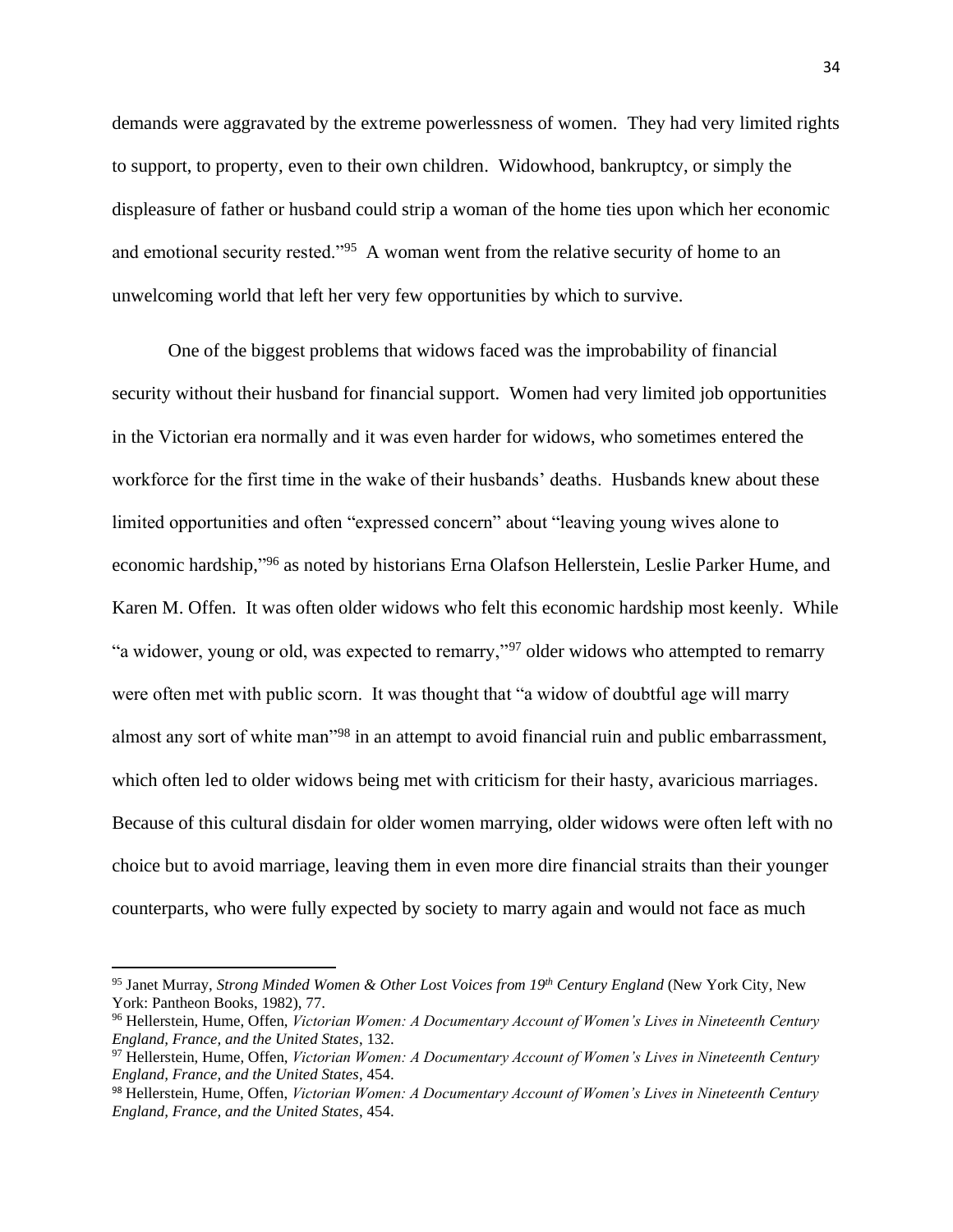demands were aggravated by the extreme powerlessness of women. They had very limited rights to support, to property, even to their own children. Widowhood, bankruptcy, or simply the displeasure of father or husband could strip a woman of the home ties upon which her economic and emotional security rested."[95] A woman went from the relative security of home to an unwelcoming world that left her very few opportunities by which to survive.

One of the biggest problems that widows faced was the improbability of financial security without their husband for financial support. Women had very limited job opportunities in the Victorian era normally and it was even harder for widows, who sometimes entered the workforce for the first time in the wake of their husbands' deaths. Husbands knew about these limited opportunities and often "expressed concern" about "leaving young wives alone to economic hardship,"[96] as noted by historians Erna Olafson Hellerstein, Leslie Parker Hume, and Karen M. Offen. It was often older widows who felt this economic hardship most keenly. While "a widower, young or old, was expected to remarry,"[97] older widows who attempted to remarry were often met with public scorn. It was thought that "a widow of doubtful age will marry almost any sort of white man"[98] in an attempt to avoid financial ruin and public embarrassment, which often led to older widows being met with criticism for their hasty, avaricious marriages. Because of this cultural disdain for older women marrying, older widows were often left with no choice but to avoid marriage, leaving them in even more dire financial straits than their younger counterparts, who were fully expected by society to marry again and would not face as much

---

[95] Janet Murray, *Strong Minded Women & Other Lost Voices from 19th Century England* (New York City, New York: Pantheon Books, 1982), 77.

[96] Hellerstein, Hume, Offen, *Victorian Women: A Documentary Account of Women's Lives in Nineteenth Century England, France, and the United States*, 132.

[97] Hellerstein, Hume, Offen, *Victorian Women: A Documentary Account of Women's Lives in Nineteenth Century England, France, and the United States*, 454.

[98] Hellerstein, Hume, Offen, *Victorian Women: A Documentary Account of Women's Lives in Nineteenth Century England, France, and the United States*, 454.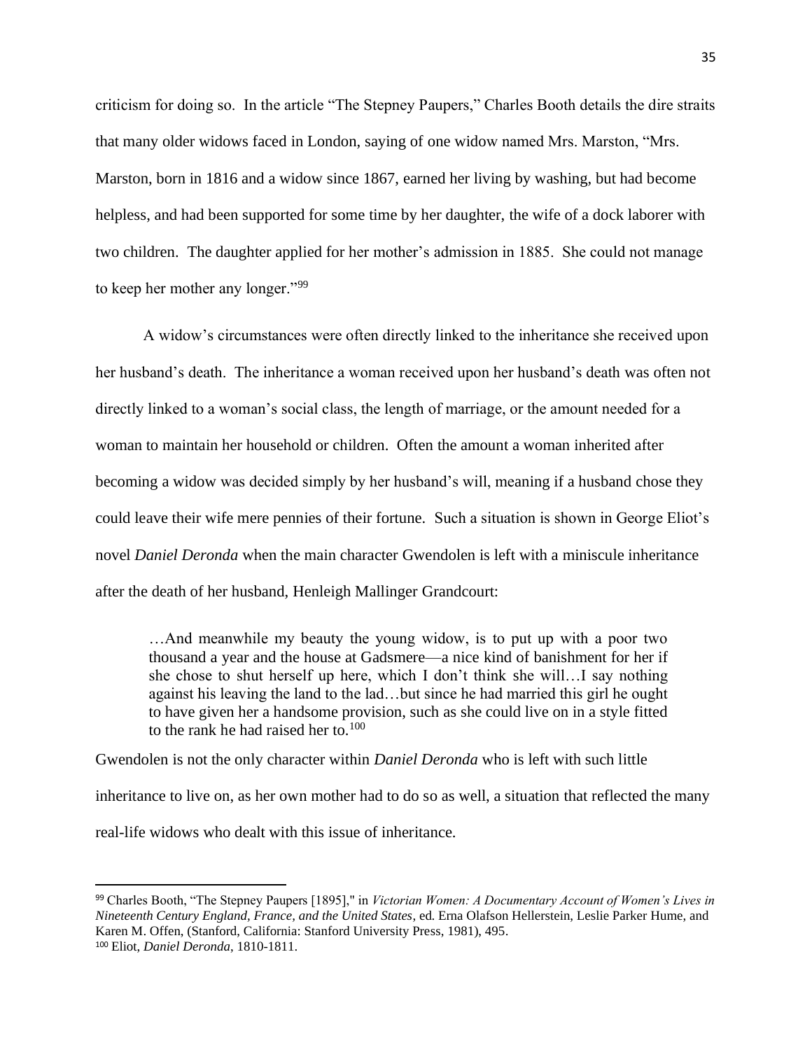criticism for doing so. In the article "The Stepney Paupers," Charles Booth details the dire straits that many older widows faced in London, saying of one widow named Mrs. Marston, "Mrs. Marston, born in 1816 and a widow since 1867, earned her living by washing, but had become helpless, and had been supported for some time by her daughter, the wife of a dock laborer with two children. The daughter applied for her mother's admission in 1885. She could not manage to keep her mother any longer."[99]

A widow's circumstances were often directly linked to the inheritance she received upon her husband's death. The inheritance a woman received upon her husband's death was often not directly linked to a woman's social class, the length of marriage, or the amount needed for a woman to maintain her household or children. Often the amount a woman inherited after becoming a widow was decided simply by her husband's will, meaning if a husband chose they could leave their wife mere pennies of their fortune. Such a situation is shown in George Eliot's novel *Daniel Deronda* when the main character Gwendolen is left with a miniscule inheritance after the death of her husband, Henleigh Mallinger Grandcourt:

> …And meanwhile my beauty the young widow, is to put up with a poor two thousand a year and the house at Gadsmere—a nice kind of banishment for her if she chose to shut herself up here, which I don't think she will…I say nothing against his leaving the land to the lad…but since he had married this girl he ought to have given her a handsome provision, such as she could live on in a style fitted to the rank he had raised her to.[100]

Gwendolen is not the only character within *Daniel Deronda* who is left with such little inheritance to live on, as her own mother had to do so as well, a situation that reflected the many real-life widows who dealt with this issue of inheritance.

---

[99] Charles Booth, "The Stepney Paupers [1895]," in *Victorian Women: A Documentary Account of Women's Lives in Nineteenth Century England, France, and the United States*, ed. Erna Olafson Hellerstein, Leslie Parker Hume, and Karen M. Offen, (Stanford, California: Stanford University Press, 1981), 495.

[100] Eliot, *Daniel Deronda*, 1810-1811.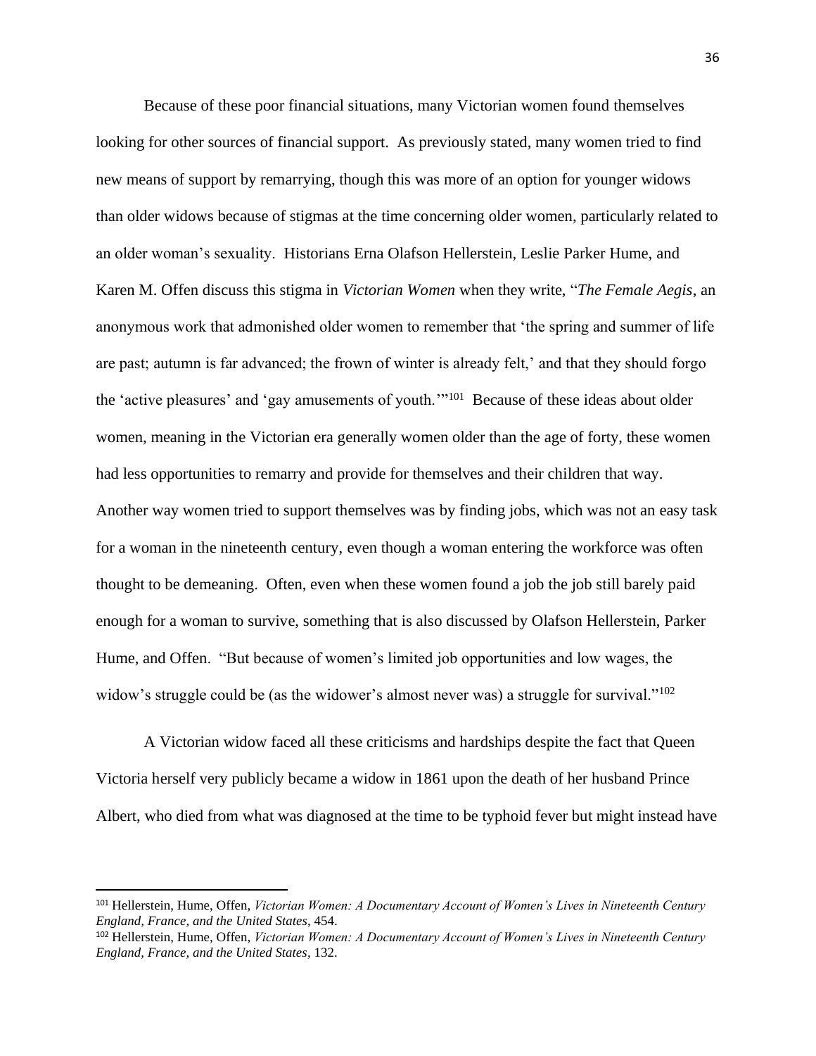Because of these poor financial situations, many Victorian women found themselves looking for other sources of financial support. As previously stated, many women tried to find new means of support by remarrying, though this was more of an option for younger widows than older widows because of stigmas at the time concerning older women, particularly related to an older woman's sexuality. Historians Erna Olafson Hellerstein, Leslie Parker Hume, and Karen M. Offen discuss this stigma in *Victorian Women* when they write, "*The Female Aegis*, an anonymous work that admonished older women to remember that 'the spring and summer of life are past; autumn is far advanced; the frown of winter is already felt,' and that they should forgo the 'active pleasures' and 'gay amusements of youth.'"[101] Because of these ideas about older women, meaning in the Victorian era generally women older than the age of forty, these women had less opportunities to remarry and provide for themselves and their children that way. Another way women tried to support themselves was by finding jobs, which was not an easy task for a woman in the nineteenth century, even though a woman entering the workforce was often thought to be demeaning. Often, even when these women found a job the job still barely paid enough for a woman to survive, something that is also discussed by Olafson Hellerstein, Parker Hume, and Offen. "But because of women's limited job opportunities and low wages, the widow's struggle could be (as the widower's almost never was) a struggle for survival."[102]

A Victorian widow faced all these criticisms and hardships despite the fact that Queen Victoria herself very publicly became a widow in 1861 upon the death of her husband Prince Albert, who died from what was diagnosed at the time to be typhoid fever but might instead have

---

[101] Hellerstein, Hume, Offen, *Victorian Women: A Documentary Account of Women's Lives in Nineteenth Century England, France, and the United States*, 454.

[102] Hellerstein, Hume, Offen, *Victorian Women: A Documentary Account of Women's Lives in Nineteenth Century England, France, and the United States*, 132.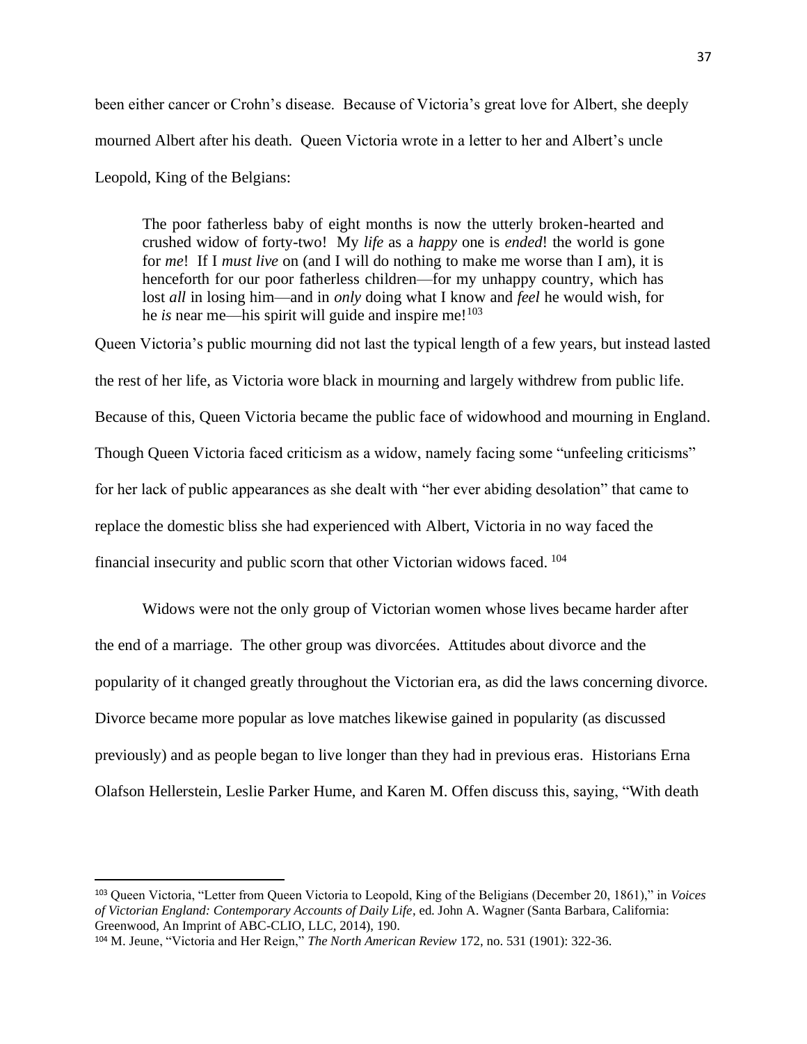been either cancer or Crohn's disease. Because of Victoria's great love for Albert, she deeply mourned Albert after his death. Queen Victoria wrote in a letter to her and Albert's uncle Leopold, King of the Belgians:

> The poor fatherless baby of eight months is now the utterly broken-hearted and crushed widow of forty-two! My *life* as a *happy* one is *ended*! the world is gone for *me*! If I *must live* on (and I will do nothing to make me worse than I am), it is henceforth for our poor fatherless children—for my unhappy country, which has lost *all* in losing him—and in *only* doing what I know and *feel* he would wish, for he *is* near me—his spirit will guide and inspire me![103]

Queen Victoria's public mourning did not last the typical length of a few years, but instead lasted the rest of her life, as Victoria wore black in mourning and largely withdrew from public life. Because of this, Queen Victoria became the public face of widowhood and mourning in England. Though Queen Victoria faced criticism as a widow, namely facing some "unfeeling criticisms" for her lack of public appearances as she dealt with "her ever abiding desolation" that came to replace the domestic bliss she had experienced with Albert, Victoria in no way faced the financial insecurity and public scorn that other Victorian widows faced. [104]

Widows were not the only group of Victorian women whose lives became harder after the end of a marriage. The other group was divorcées. Attitudes about divorce and the popularity of it changed greatly throughout the Victorian era, as did the laws concerning divorce. Divorce became more popular as love matches likewise gained in popularity (as discussed previously) and as people began to live longer than they had in previous eras. Historians Erna Olafson Hellerstein, Leslie Parker Hume, and Karen M. Offen discuss this, saying, "With death

---

[103] Queen Victoria, "Letter from Queen Victoria to Leopold, King of the Beligians (December 20, 1861)," in *Voices of Victorian England: Contemporary Accounts of Daily Life*, ed. John A. Wagner (Santa Barbara, California: Greenwood, An Imprint of ABC-CLIO, LLC, 2014), 190.

[104] M. Jeune, "Victoria and Her Reign," *The North American Review* 172, no. 531 (1901): 322-36.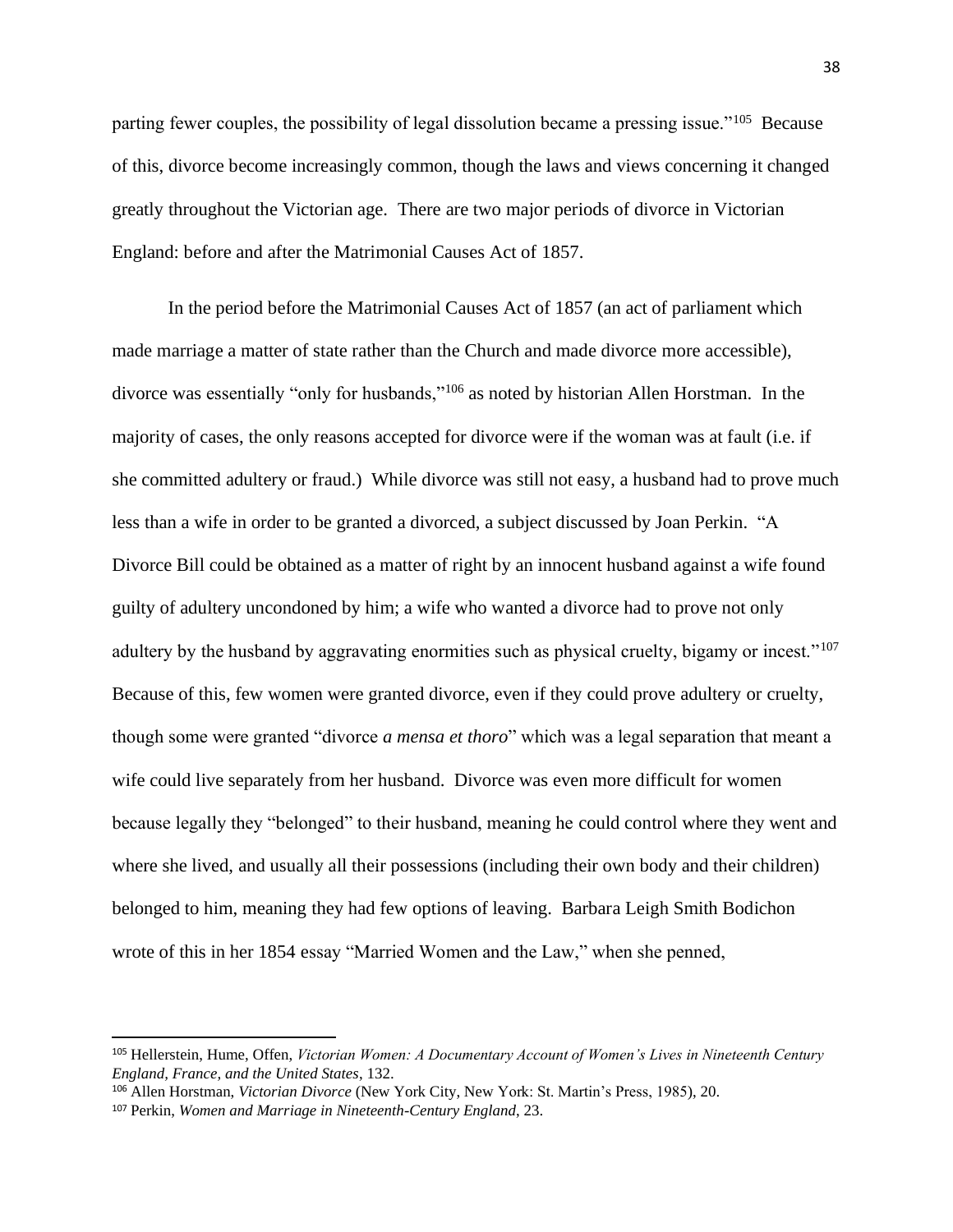parting fewer couples, the possibility of legal dissolution became a pressing issue."[105] Because of this, divorce become increasingly common, though the laws and views concerning it changed greatly throughout the Victorian age. There are two major periods of divorce in Victorian England: before and after the Matrimonial Causes Act of 1857.

In the period before the Matrimonial Causes Act of 1857 (an act of parliament which made marriage a matter of state rather than the Church and made divorce more accessible), divorce was essentially "only for husbands,"[106] as noted by historian Allen Horstman. In the majority of cases, the only reasons accepted for divorce were if the woman was at fault (i.e. if she committed adultery or fraud.) While divorce was still not easy, a husband had to prove much less than a wife in order to be granted a divorced, a subject discussed by Joan Perkin. "A Divorce Bill could be obtained as a matter of right by an innocent husband against a wife found guilty of adultery uncondoned by him; a wife who wanted a divorce had to prove not only adultery by the husband by aggravating enormities such as physical cruelty, bigamy or incest."[107] Because of this, few women were granted divorce, even if they could prove adultery or cruelty, though some were granted "divorce *a mensa et thoro*" which was a legal separation that meant a wife could live separately from her husband. Divorce was even more difficult for women because legally they "belonged" to their husband, meaning he could control where they went and where she lived, and usually all their possessions (including their own body and their children) belonged to him, meaning they had few options of leaving. Barbara Leigh Smith Bodichon wrote of this in her 1854 essay "Married Women and the Law," when she penned,

---

[105] Hellerstein, Hume, Offen, *Victorian Women: A Documentary Account of Women's Lives in Nineteenth Century England, France, and the United States*, 132.

[106] Allen Horstman, *Victorian Divorce* (New York City, New York: St. Martin's Press, 1985), 20.

[107] Perkin, *Women and Marriage in Nineteenth-Century England*, 23.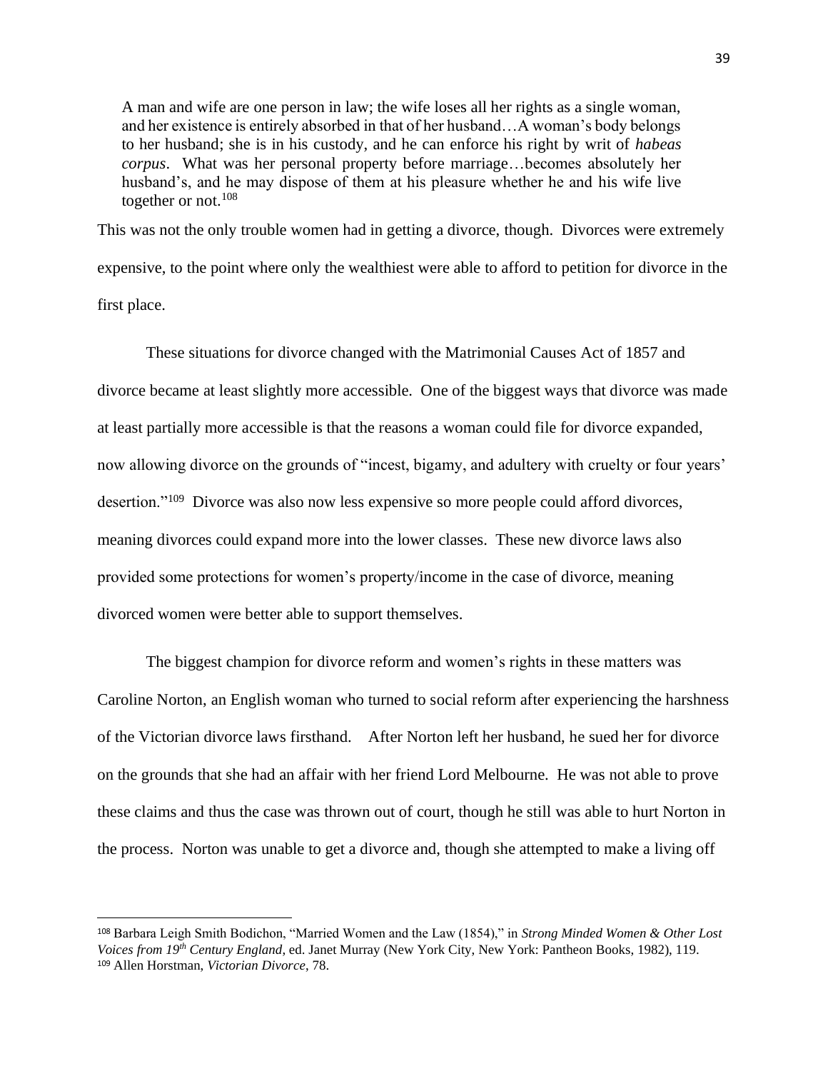> A man and wife are one person in law; the wife loses all her rights as a single woman, and her existence is entirely absorbed in that of her husband…A woman's body belongs to her husband; she is in his custody, and he can enforce his right by writ of *habeas corpus*. What was her personal property before marriage…becomes absolutely her husband's, and he may dispose of them at his pleasure whether he and his wife live together or not.[108]

This was not the only trouble women had in getting a divorce, though. Divorces were extremely expensive, to the point where only the wealthiest were able to afford to petition for divorce in the first place.

These situations for divorce changed with the Matrimonial Causes Act of 1857 and divorce became at least slightly more accessible. One of the biggest ways that divorce was made at least partially more accessible is that the reasons a woman could file for divorce expanded, now allowing divorce on the grounds of "incest, bigamy, and adultery with cruelty or four years' desertion."[109] Divorce was also now less expensive so more people could afford divorces, meaning divorces could expand more into the lower classes. These new divorce laws also provided some protections for women's property/income in the case of divorce, meaning divorced women were better able to support themselves.

The biggest champion for divorce reform and women's rights in these matters was Caroline Norton, an English woman who turned to social reform after experiencing the harshness of the Victorian divorce laws firsthand. After Norton left her husband, he sued her for divorce on the grounds that she had an affair with her friend Lord Melbourne. He was not able to prove these claims and thus the case was thrown out of court, though he still was able to hurt Norton in the process. Norton was unable to get a divorce and, though she attempted to make a living off

---

[108] Barbara Leigh Smith Bodichon, "Married Women and the Law (1854)," in *Strong Minded Women & Other Lost Voices from 19th Century England*, ed. Janet Murray (New York City, New York: Pantheon Books, 1982), 119.

[109] Allen Horstman, *Victorian Divorce*, 78.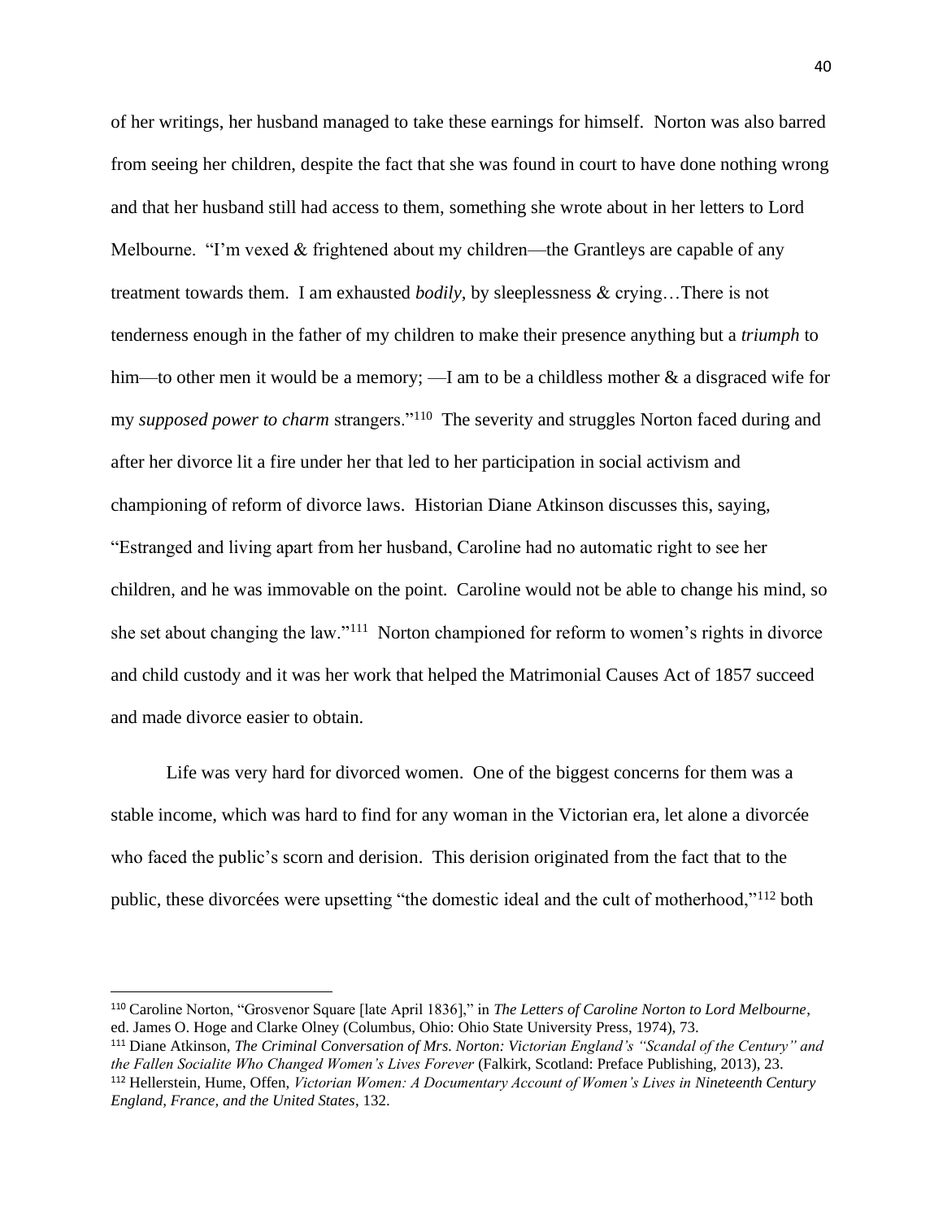of her writings, her husband managed to take these earnings for himself. Norton was also barred from seeing her children, despite the fact that she was found in court to have done nothing wrong and that her husband still had access to them, something she wrote about in her letters to Lord Melbourne. "I'm vexed & frightened about my children—the Grantleys are capable of any treatment towards them. I am exhausted *bodily*, by sleeplessness & crying…There is not tenderness enough in the father of my children to make their presence anything but a *triumph* to him—to other men it would be a memory; —I am to be a childless mother & a disgraced wife for my *supposed power to charm* strangers."[110] The severity and struggles Norton faced during and after her divorce lit a fire under her that led to her participation in social activism and championing of reform of divorce laws. Historian Diane Atkinson discusses this, saying, "Estranged and living apart from her husband, Caroline had no automatic right to see her children, and he was immovable on the point. Caroline would not be able to change his mind, so she set about changing the law."[111] Norton championed for reform to women's rights in divorce and child custody and it was her work that helped the Matrimonial Causes Act of 1857 succeed and made divorce easier to obtain.

Life was very hard for divorced women. One of the biggest concerns for them was a stable income, which was hard to find for any woman in the Victorian era, let alone a divorcée who faced the public's scorn and derision. This derision originated from the fact that to the public, these divorcées were upsetting "the domestic ideal and the cult of motherhood,"[112] both

---

[110] Caroline Norton, "Grosvenor Square [late April 1836]," in *The Letters of Caroline Norton to Lord Melbourne*, ed. James O. Hoge and Clarke Olney (Columbus, Ohio: Ohio State University Press, 1974), 73.

[111] Diane Atkinson, *The Criminal Conversation of Mrs. Norton: Victorian England's "Scandal of the Century" and the Fallen Socialite Who Changed Women's Lives Forever* (Falkirk, Scotland: Preface Publishing, 2013), 23.

[112] Hellerstein, Hume, Offen, *Victorian Women: A Documentary Account of Women's Lives in Nineteenth Century England, France, and the United States*, 132.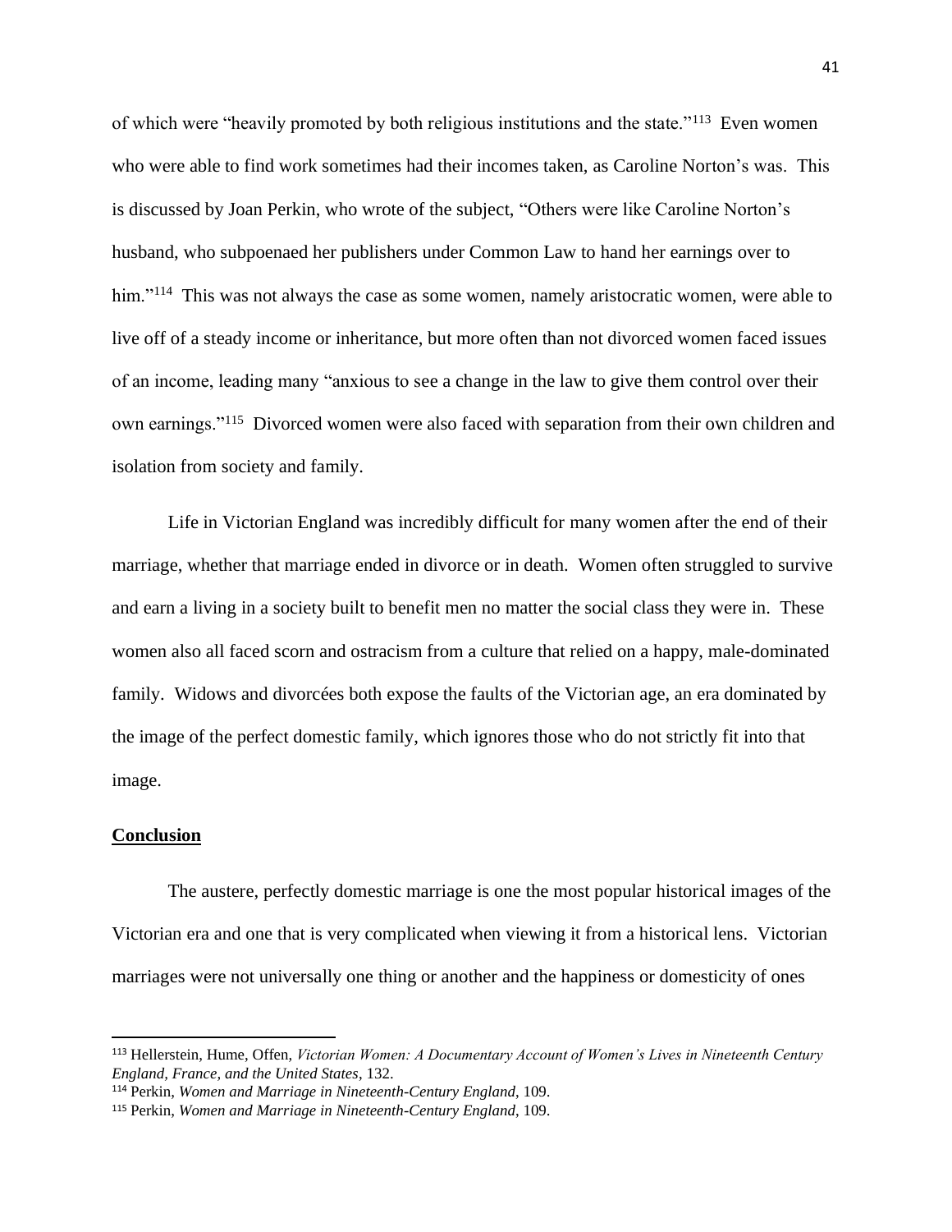of which were "heavily promoted by both religious institutions and the state."[113] Even women who were able to find work sometimes had their incomes taken, as Caroline Norton's was. This is discussed by Joan Perkin, who wrote of the subject, "Others were like Caroline Norton's husband, who subpoenaed her publishers under Common Law to hand her earnings over to him."[114] This was not always the case as some women, namely aristocratic women, were able to live off of a steady income or inheritance, but more often than not divorced women faced issues of an income, leading many "anxious to see a change in the law to give them control over their own earnings."[115] Divorced women were also faced with separation from their own children and isolation from society and family.

Life in Victorian England was incredibly difficult for many women after the end of their marriage, whether that marriage ended in divorce or in death. Women often struggled to survive and earn a living in a society built to benefit men no matter the social class they were in. These women also all faced scorn and ostracism from a culture that relied on a happy, male-dominated family. Widows and divorcées both expose the faults of the Victorian age, an era dominated by the image of the perfect domestic family, which ignores those who do not strictly fit into that image.

## **Conclusion**

The austere, perfectly domestic marriage is one the most popular historical images of the Victorian era and one that is very complicated when viewing it from a historical lens. Victorian marriages were not universally one thing or another and the happiness or domesticity of ones

---

[113] Hellerstein, Hume, Offen, *Victorian Women: A Documentary Account of Women's Lives in Nineteenth Century England, France, and the United States*, 132.

[114] Perkin, *Women and Marriage in Nineteenth-Century England*, 109.

[115] Perkin, *Women and Marriage in Nineteenth-Century England*, 109.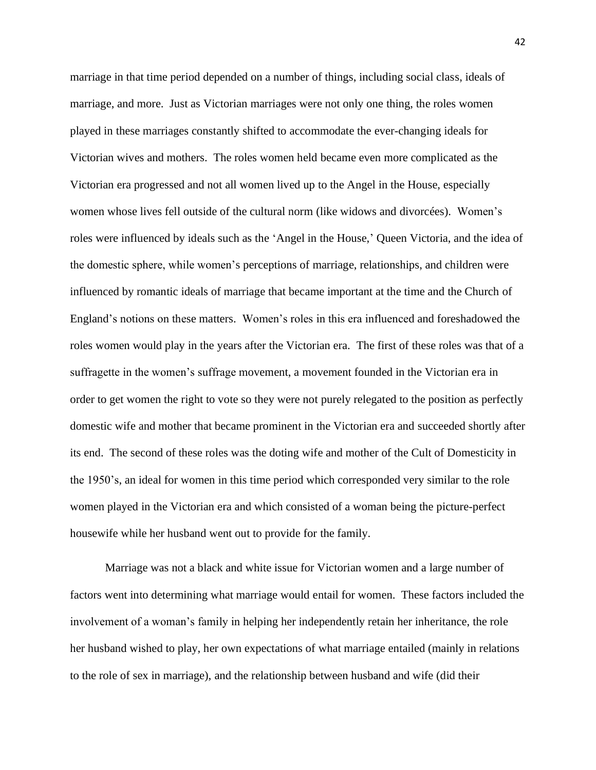marriage in that time period depended on a number of things, including social class, ideals of marriage, and more. Just as Victorian marriages were not only one thing, the roles women played in these marriages constantly shifted to accommodate the ever-changing ideals for Victorian wives and mothers. The roles women held became even more complicated as the Victorian era progressed and not all women lived up to the Angel in the House, especially women whose lives fell outside of the cultural norm (like widows and divorcées). Women's roles were influenced by ideals such as the 'Angel in the House,' Queen Victoria, and the idea of the domestic sphere, while women's perceptions of marriage, relationships, and children were influenced by romantic ideals of marriage that became important at the time and the Church of England's notions on these matters. Women's roles in this era influenced and foreshadowed the roles women would play in the years after the Victorian era. The first of these roles was that of a suffragette in the women's suffrage movement, a movement founded in the Victorian era in order to get women the right to vote so they were not purely relegated to the position as perfectly domestic wife and mother that became prominent in the Victorian era and succeeded shortly after its end. The second of these roles was the doting wife and mother of the Cult of Domesticity in the 1950's, an ideal for women in this time period which corresponded very similar to the role women played in the Victorian era and which consisted of a woman being the picture-perfect housewife while her husband went out to provide for the family.

Marriage was not a black and white issue for Victorian women and a large number of factors went into determining what marriage would entail for women. These factors included the involvement of a woman's family in helping her independently retain her inheritance, the role her husband wished to play, her own expectations of what marriage entailed (mainly in relations to the role of sex in marriage), and the relationship between husband and wife (did their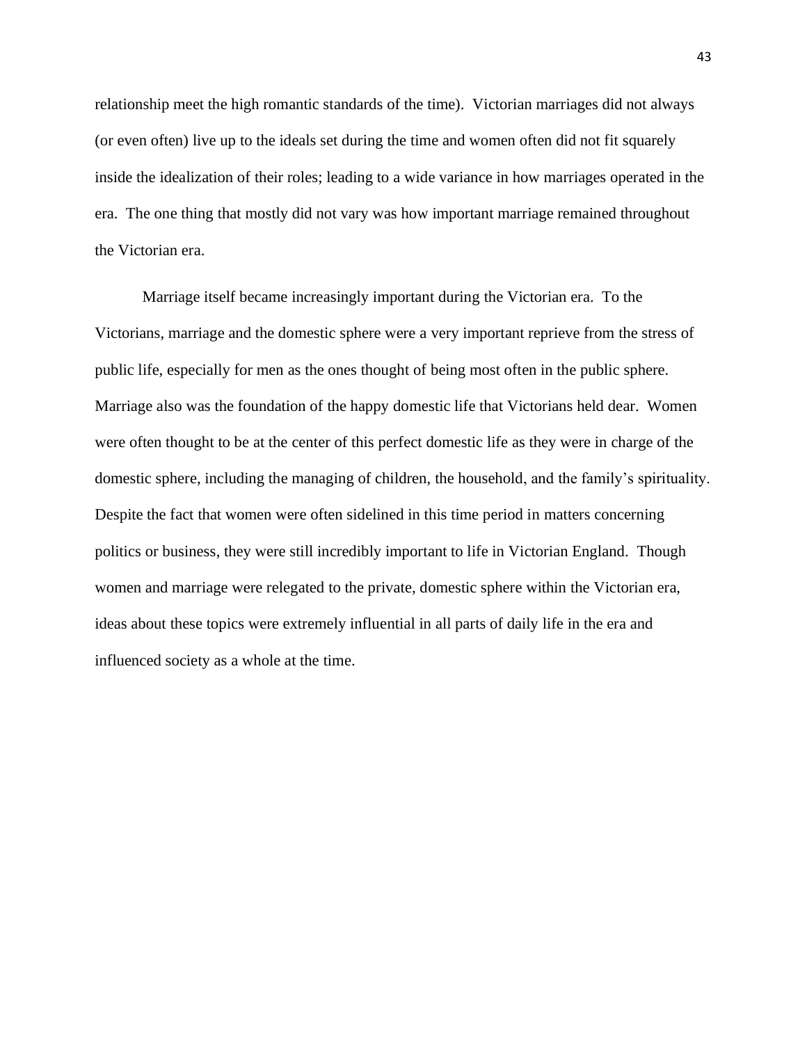relationship meet the high romantic standards of the time). Victorian marriages did not always (or even often) live up to the ideals set during the time and women often did not fit squarely inside the idealization of their roles; leading to a wide variance in how marriages operated in the era. The one thing that mostly did not vary was how important marriage remained throughout the Victorian era.

Marriage itself became increasingly important during the Victorian era. To the Victorians, marriage and the domestic sphere were a very important reprieve from the stress of public life, especially for men as the ones thought of being most often in the public sphere. Marriage also was the foundation of the happy domestic life that Victorians held dear. Women were often thought to be at the center of this perfect domestic life as they were in charge of the domestic sphere, including the managing of children, the household, and the family's spirituality. Despite the fact that women were often sidelined in this time period in matters concerning politics or business, they were still incredibly important to life in Victorian England. Though women and marriage were relegated to the private, domestic sphere within the Victorian era, ideas about these topics were extremely influential in all parts of daily life in the era and influenced society as a whole at the time.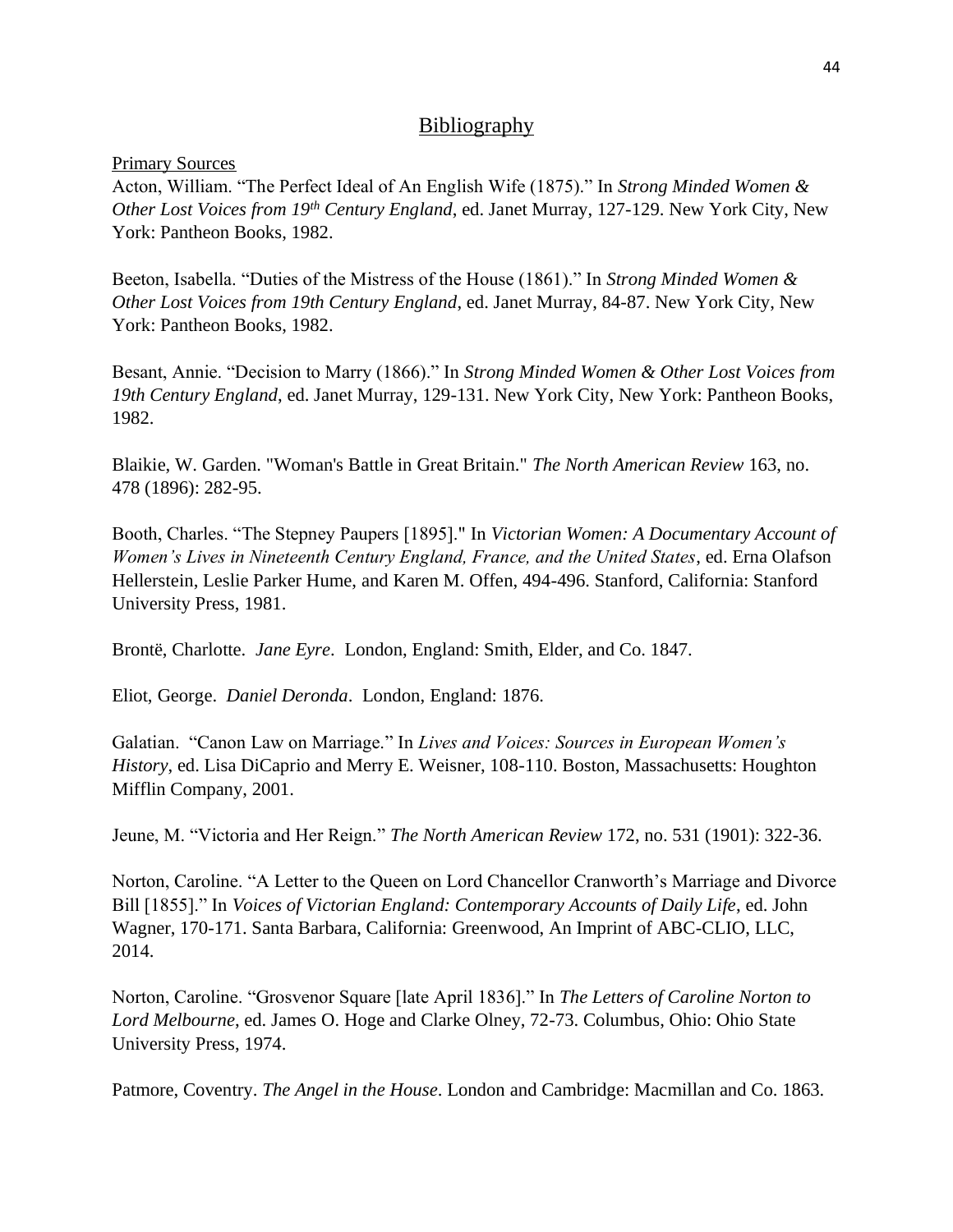# Bibliography

## Primary Sources

Acton, William. "The Perfect Ideal of An English Wife (1875)." In *Strong Minded Women & Other Lost Voices from 19th Century England*, ed. Janet Murray, 127-129. New York City, New York: Pantheon Books, 1982.

Beeton, Isabella. "Duties of the Mistress of the House (1861)." In *Strong Minded Women & Other Lost Voices from 19th Century England*, ed. Janet Murray, 84-87. New York City, New York: Pantheon Books, 1982.

Besant, Annie. "Decision to Marry (1866)." In *Strong Minded Women & Other Lost Voices from 19th Century England*, ed. Janet Murray, 129-131. New York City, New York: Pantheon Books, 1982.

Blaikie, W. Garden. "Woman's Battle in Great Britain." *The North American Review* 163, no. 478 (1896): 282-95.

Booth, Charles. "The Stepney Paupers [1895]." In *Victorian Women: A Documentary Account of Women's Lives in Nineteenth Century England, France, and the United States*, ed. Erna Olafson Hellerstein, Leslie Parker Hume, and Karen M. Offen, 494-496. Stanford, California: Stanford University Press, 1981.

Brontë, Charlotte. *Jane Eyre*. London, England: Smith, Elder, and Co. 1847.

Eliot, George. *Daniel Deronda*. London, England: 1876.

Galatian. "Canon Law on Marriage." In *Lives and Voices: Sources in European Women's History*, ed. Lisa DiCaprio and Merry E. Weisner, 108-110. Boston, Massachusetts: Houghton Mifflin Company, 2001.

Jeune, M. "Victoria and Her Reign." *The North American Review* 172, no. 531 (1901): 322-36.

Norton, Caroline. "A Letter to the Queen on Lord Chancellor Cranworth's Marriage and Divorce Bill [1855]." In *Voices of Victorian England: Contemporary Accounts of Daily Life*, ed. John Wagner, 170-171. Santa Barbara, California: Greenwood, An Imprint of ABC-CLIO, LLC, 2014.

Norton, Caroline. "Grosvenor Square [late April 1836]." In *The Letters of Caroline Norton to Lord Melbourne*, ed. James O. Hoge and Clarke Olney, 72-73. Columbus, Ohio: Ohio State University Press, 1974.

Patmore, Coventry. *The Angel in the House*. London and Cambridge: Macmillan and Co. 1863.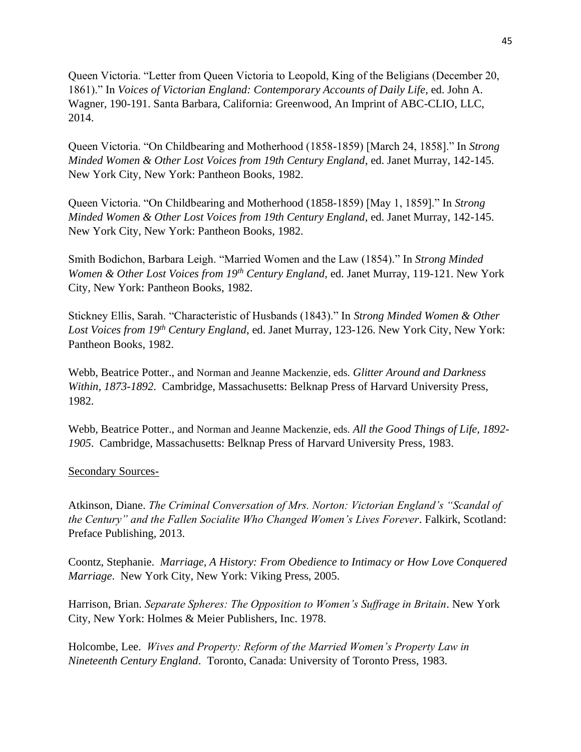Queen Victoria. "Letter from Queen Victoria to Leopold, King of the Beligians (December 20, 1861)." In *Voices of Victorian England: Contemporary Accounts of Daily Life*, ed. John A. Wagner, 190-191. Santa Barbara, California: Greenwood, An Imprint of ABC-CLIO, LLC, 2014.

Queen Victoria. "On Childbearing and Motherhood (1858-1859) [March 24, 1858]." In *Strong Minded Women & Other Lost Voices from 19th Century England*, ed. Janet Murray, 142-145. New York City, New York: Pantheon Books, 1982.

Queen Victoria. "On Childbearing and Motherhood (1858-1859) [May 1, 1859]." In *Strong Minded Women & Other Lost Voices from 19th Century England*, ed. Janet Murray, 142-145. New York City, New York: Pantheon Books, 1982.

Smith Bodichon, Barbara Leigh. "Married Women and the Law (1854)." In *Strong Minded Women & Other Lost Voices from 19th Century England*, ed. Janet Murray, 119-121. New York City, New York: Pantheon Books, 1982.

Stickney Ellis, Sarah. "Characteristic of Husbands (1843)." In *Strong Minded Women & Other Lost Voices from 19th Century England*, ed. Janet Murray, 123-126. New York City, New York: Pantheon Books, 1982.

Webb, Beatrice Potter., and Norman and Jeanne Mackenzie, eds. *Glitter Around and Darkness Within, 1873-1892*. Cambridge, Massachusetts: Belknap Press of Harvard University Press, 1982.

Webb, Beatrice Potter., and Norman and Jeanne Mackenzie, eds. *All the Good Things of Life, 1892-1905*. Cambridge, Massachusetts: Belknap Press of Harvard University Press, 1983.

<u>Secondary Sources-</u>

Atkinson, Diane. *The Criminal Conversation of Mrs. Norton: Victorian England's "Scandal of the Century" and the Fallen Socialite Who Changed Women's Lives Forever*. Falkirk, Scotland: Preface Publishing, 2013.

Coontz, Stephanie. *Marriage, A History: From Obedience to Intimacy or How Love Conquered Marriage*. New York City, New York: Viking Press, 2005.

Harrison, Brian. *Separate Spheres: The Opposition to Women's Suffrage in Britain*. New York City, New York: Holmes & Meier Publishers, Inc. 1978.

Holcombe, Lee. *Wives and Property: Reform of the Married Women's Property Law in Nineteenth Century England*. Toronto, Canada: University of Toronto Press, 1983.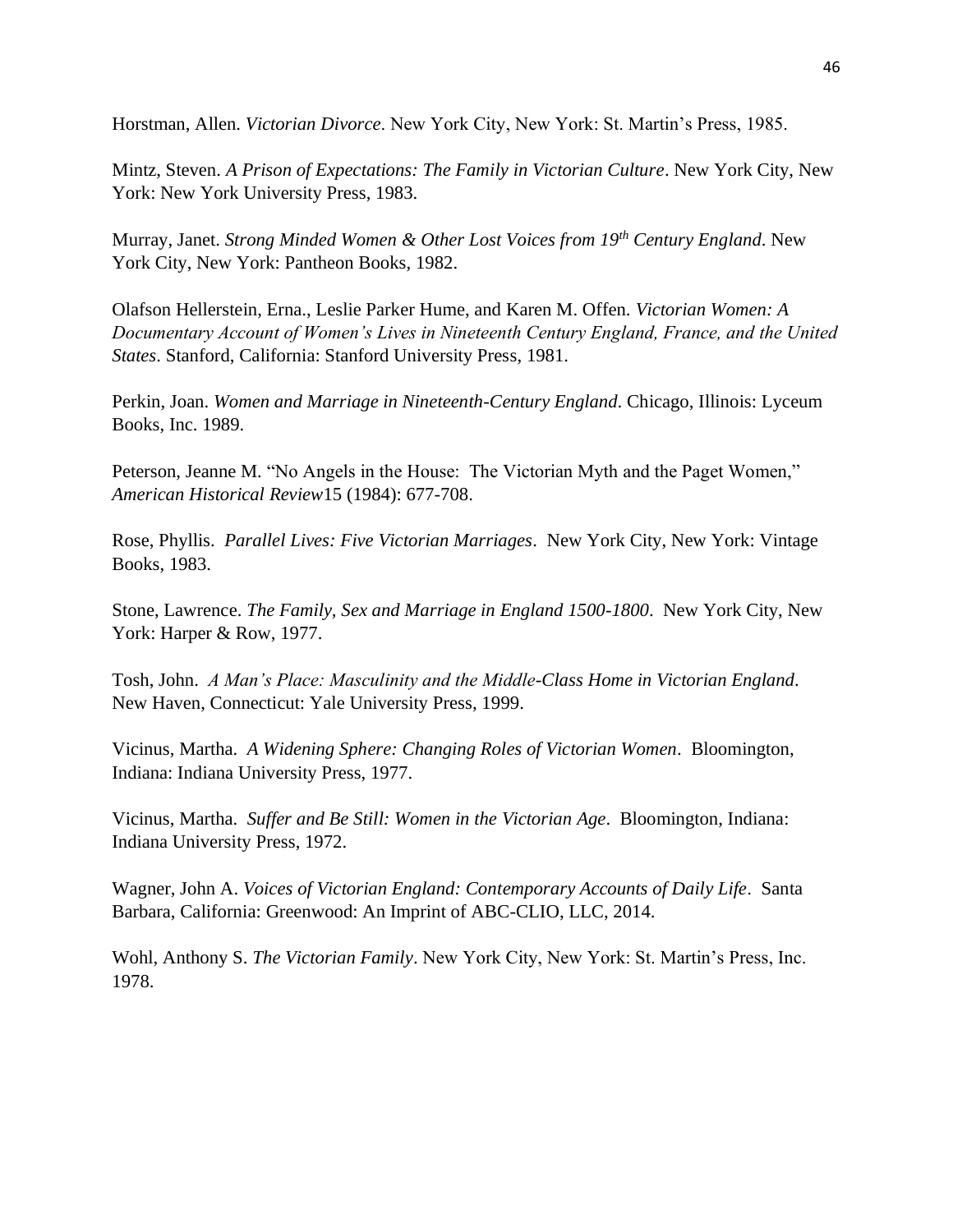Horstman, Allen. *Victorian Divorce*. New York City, New York: St. Martin's Press, 1985.

Mintz, Steven. *A Prison of Expectations: The Family in Victorian Culture*. New York City, New York: New York University Press, 1983.

Murray, Janet. *Strong Minded Women & Other Lost Voices from 19th Century England*. New York City, New York: Pantheon Books, 1982.

Olafson Hellerstein, Erna., Leslie Parker Hume, and Karen M. Offen. *Victorian Women: A Documentary Account of Women's Lives in Nineteenth Century England, France, and the United States*. Stanford, California: Stanford University Press, 1981.

Perkin, Joan. *Women and Marriage in Nineteenth-Century England*. Chicago, Illinois: Lyceum Books, Inc. 1989.

Peterson, Jeanne M. "No Angels in the House: The Victorian Myth and the Paget Women," *American Historical Review*15 (1984): 677-708.

Rose, Phyllis. *Parallel Lives: Five Victorian Marriages*. New York City, New York: Vintage Books, 1983.

Stone, Lawrence. *The Family, Sex and Marriage in England 1500-1800*. New York City, New York: Harper & Row, 1977.

Tosh, John. *A Man's Place: Masculinity and the Middle-Class Home in Victorian England*. New Haven, Connecticut: Yale University Press, 1999.

Vicinus, Martha. *A Widening Sphere: Changing Roles of Victorian Women*. Bloomington, Indiana: Indiana University Press, 1977.

Vicinus, Martha. *Suffer and Be Still: Women in the Victorian Age*. Bloomington, Indiana: Indiana University Press, 1972.

Wagner, John A. *Voices of Victorian England: Contemporary Accounts of Daily Life*. Santa Barbara, California: Greenwood: An Imprint of ABC-CLIO, LLC, 2014.

Wohl, Anthony S. *The Victorian Family*. New York City, New York: St. Martin's Press, Inc. 1978.